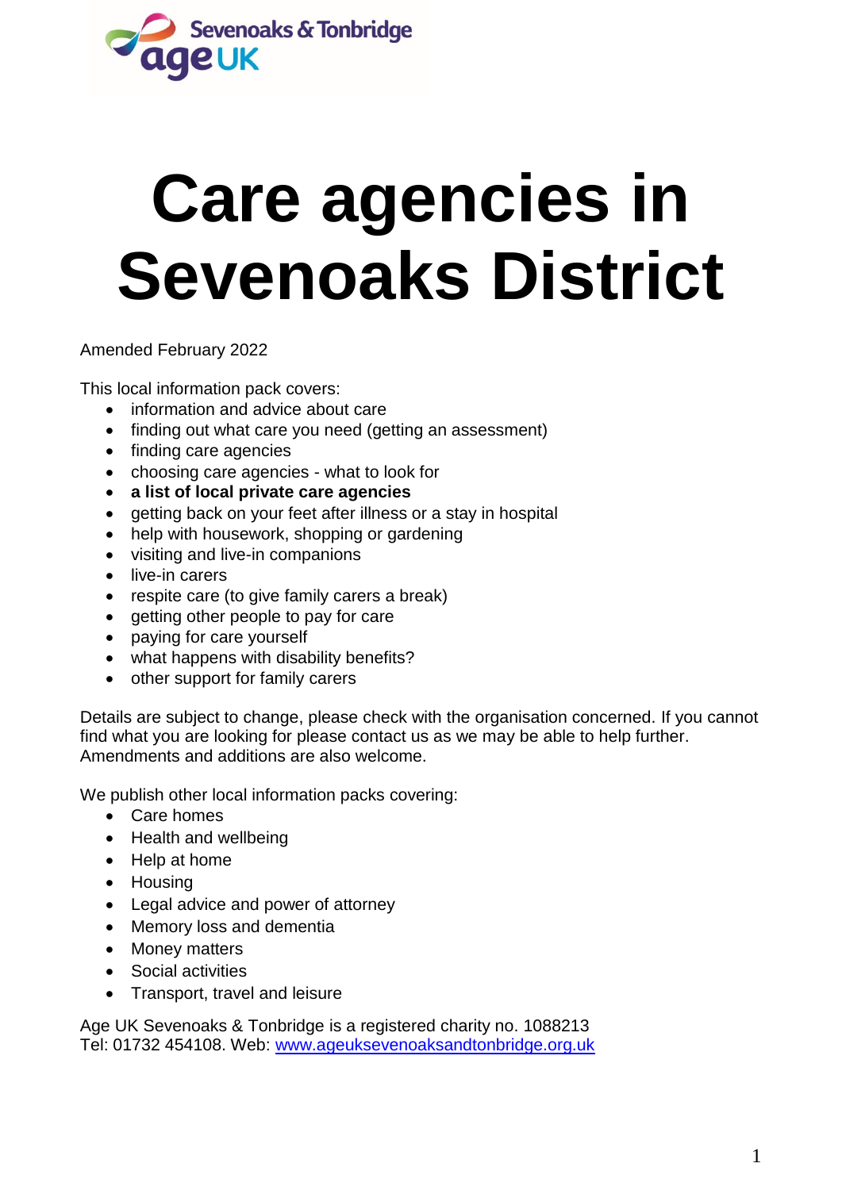Sevenoaks & Tonbridge age UK

# Care agencies in Sevenoaks District

Amended February 2022

This local information pack covers:

- information and advice about care
- finding out what care you need (getting an assessment)
- finding care agencies
- choosing care agencies - what to look for
- **a list of local private care agencies**
- getting back on your feet after illness or a stay in hospital
- help with housework, shopping or gardening
- visiting and live-in companions
- live-in carers
- respite care (to give family carers a break)
- getting other people to pay for care
- paying for care yourself
- what happens with disability benefits?
- other support for family carers

Details are subject to change, please check with the organisation concerned. If you cannot find what you are looking for please contact us as we may be able to help further. Amendments and additions are also welcome.

We publish other local information packs covering:

- Care homes
- Health and wellbeing
- Help at home
- Housing
- Legal advice and power of attorney
- Memory loss and dementia
- Money matters
- Social activities
- Transport, travel and leisure

Age UK Sevenoaks & Tonbridge is a registered charity no. 1088213
Tel: 01732 454108. Web: [www.ageuksevenoaksandtonbridge.org.uk](http://www.ageuksevenoaksandtonbridge.org.uk)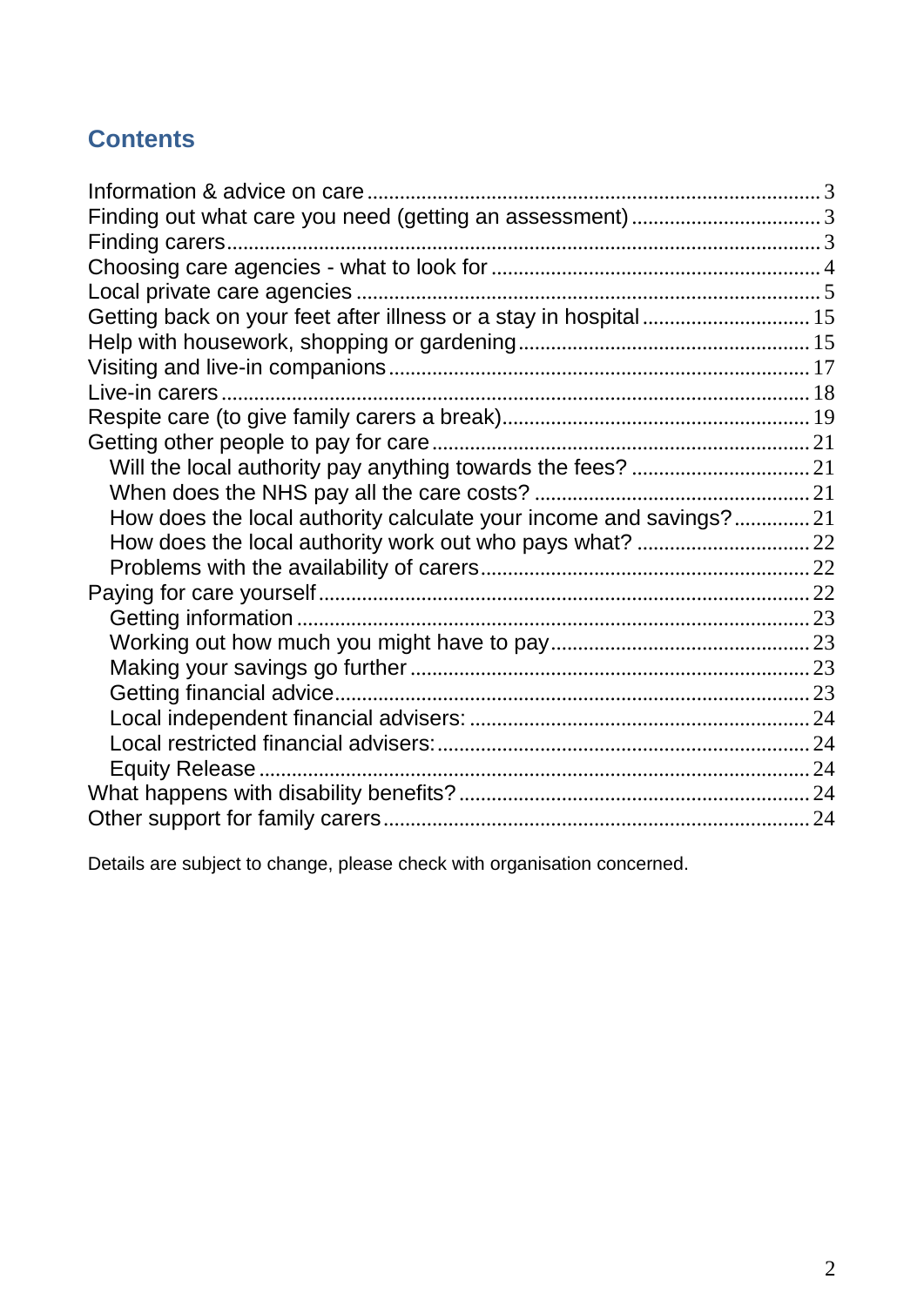## Contents

- Information & advice on care ... 3
- Finding out what care you need (getting an assessment) ... 3
- Finding carers ... 3
- Choosing care agencies - what to look for ... 4
- Local private care agencies ... 5
- Getting back on your feet after illness or a stay in hospital ... 15
- Help with housework, shopping or gardening ... 15
- Visiting and live-in companions ... 17
- Live-in carers ... 18
- Respite care (to give family carers a break) ... 19
- Getting other people to pay for care ... 21
  - Will the local authority pay anything towards the fees? ... 21
  - When does the NHS pay all the care costs? ... 21
  - How does the local authority calculate your income and savings? ... 21
  - How does the local authority work out who pays what? ... 22
  - Problems with the availability of carers ... 22
- Paying for care yourself ... 22
  - Getting information ... 23
  - Working out how much you might have to pay ... 23
  - Making your savings go further ... 23
  - Getting financial advice ... 23
  - Local independent financial advisers: ... 24
  - Local restricted financial advisers: ... 24
  - Equity Release ... 24
- What happens with disability benefits? ... 24
- Other support for family carers ... 24

Details are subject to change, please check with organisation concerned.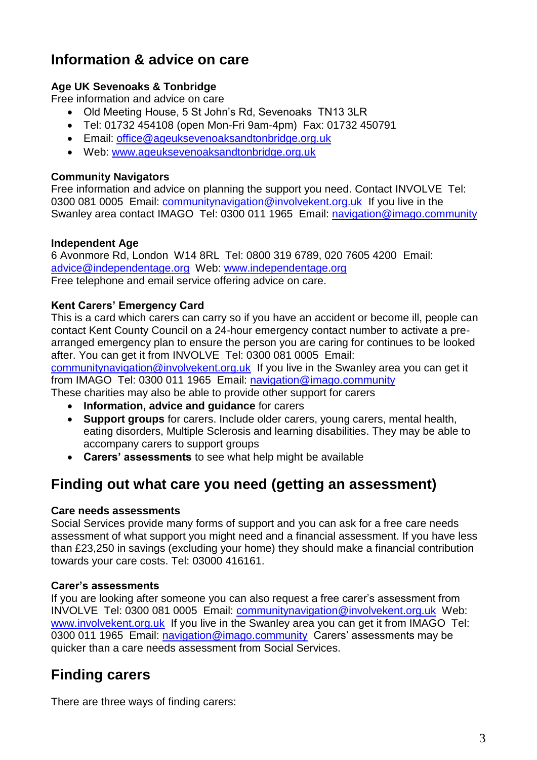## Information & advice on care

**Age UK Sevenoaks & Tonbridge**
Free information and advice on care

- Old Meeting House, 5 St John's Rd, Sevenoaks  TN13 3LR
- Tel: 01732 454108 (open Mon-Fri 9am-4pm)  Fax: 01732 450791
- Email: office@ageuksevenoaksandtonbridge.org.uk
- Web: www.ageuksevenoaksandtonbridge.org.uk

**Community Navigators**
Free information and advice on planning the support you need. Contact INVOLVE  Tel: 0300 081 0005  Email: communitynavigation@involvekent.org.uk  If you live in the Swanley area contact IMAGO  Tel: 0300 011 1965  Email: navigation@imago.community

**Independent Age**
6 Avonmore Rd, London  W14 8RL  Tel: 0800 319 6789, 020 7605 4200  Email: advice@independentage.org  Web: www.independentage.org
Free telephone and email service offering advice on care.

**Kent Carers' Emergency Card**
This is a card which carers can carry so if you have an accident or become ill, people can contact Kent County Council on a 24-hour emergency contact number to activate a pre-arranged emergency plan to ensure the person you are caring for continues to be looked after. You can get it from INVOLVE  Tel: 0300 081 0005  Email: communitynavigation@involvekent.org.uk  If you live in the Swanley area you can get it from IMAGO  Tel: 0300 011 1965  Email: navigation@imago.community
These charities may also be able to provide other support for carers

- **Information, advice and guidance** for carers
- **Support groups** for carers. Include older carers, young carers, mental health, eating disorders, Multiple Sclerosis and learning disabilities. They may be able to accompany carers to support groups
- **Carers' assessments** to see what help might be available

## Finding out what care you need (getting an assessment)

**Care needs assessments**
Social Services provide many forms of support and you can ask for a free care needs assessment of what support you might need and a financial assessment. If you have less than £23,250 in savings (excluding your home) they should make a financial contribution towards your care costs. Tel: 03000 416161.

**Carer's assessments**
If you are looking after someone you can also request a free carer's assessment from INVOLVE  Tel: 0300 081 0005  Email: communitynavigation@involvekent.org.uk  Web: www.involvekent.org.uk  If you live in the Swanley area you can get it from IMAGO  Tel: 0300 011 1965  Email: navigation@imago.community  Carers' assessments may be quicker than a care needs assessment from Social Services.

## Finding carers

There are three ways of finding carers: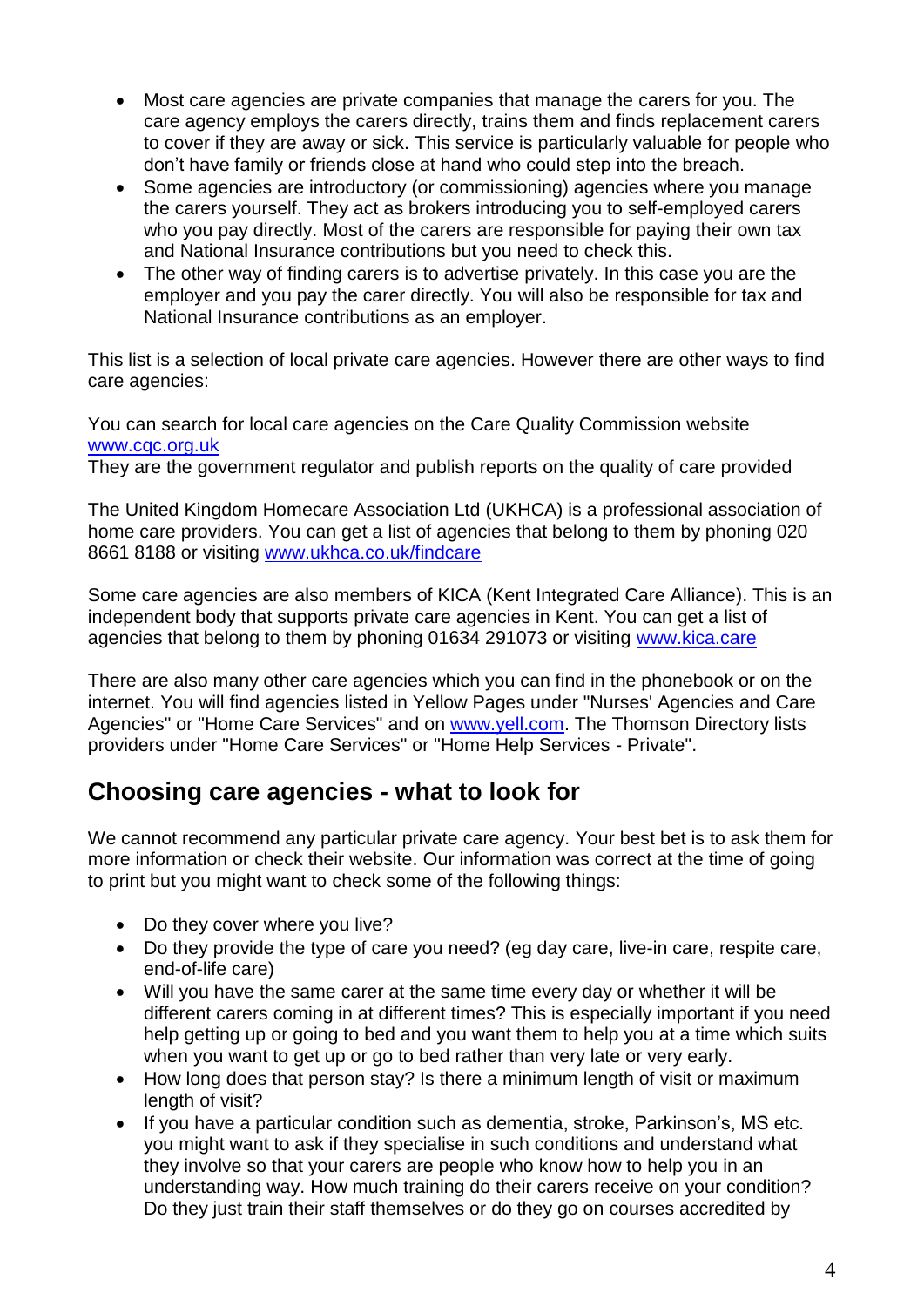- Most care agencies are private companies that manage the carers for you. The care agency employs the carers directly, trains them and finds replacement carers to cover if they are away or sick. This service is particularly valuable for people who don't have family or friends close at hand who could step into the breach.
- Some agencies are introductory (or commissioning) agencies where you manage the carers yourself. They act as brokers introducing you to self-employed carers who you pay directly. Most of the carers are responsible for paying their own tax and National Insurance contributions but you need to check this.
- The other way of finding carers is to advertise privately. In this case you are the employer and you pay the carer directly. You will also be responsible for tax and National Insurance contributions as an employer.

This list is a selection of local private care agencies. However there are other ways to find care agencies:

You can search for local care agencies on the Care Quality Commission website [www.cqc.org.uk](http://www.cqc.org.uk)
They are the government regulator and publish reports on the quality of care provided

The United Kingdom Homecare Association Ltd (UKHCA) is a professional association of home care providers. You can get a list of agencies that belong to them by phoning 020 8661 8188 or visiting [www.ukhca.co.uk/findcare](http://www.ukhca.co.uk/findcare)

Some care agencies are also members of KICA (Kent Integrated Care Alliance). This is an independent body that supports private care agencies in Kent. You can get a list of agencies that belong to them by phoning 01634 291073 or visiting [www.kica.care](http://www.kica.care)

There are also many other care agencies which you can find in the phonebook or on the internet. You will find agencies listed in Yellow Pages under "Nurses' Agencies and Care Agencies" or "Home Care Services" and on [www.yell.com](http://www.yell.com). The Thomson Directory lists providers under "Home Care Services" or "Home Help Services - Private".

## Choosing care agencies - what to look for

We cannot recommend any particular private care agency. Your best bet is to ask them for more information or check their website. Our information was correct at the time of going to print but you might want to check some of the following things:

- Do they cover where you live?
- Do they provide the type of care you need? (eg day care, live-in care, respite care, end-of-life care)
- Will you have the same carer at the same time every day or whether it will be different carers coming in at different times? This is especially important if you need help getting up or going to bed and you want them to help you at a time which suits when you want to get up or go to bed rather than very late or very early.
- How long does that person stay? Is there a minimum length of visit or maximum length of visit?
- If you have a particular condition such as dementia, stroke, Parkinson's, MS etc. you might want to ask if they specialise in such conditions and understand what they involve so that your carers are people who know how to help you in an understanding way. How much training do their carers receive on your condition? Do they just train their staff themselves or do they go on courses accredited by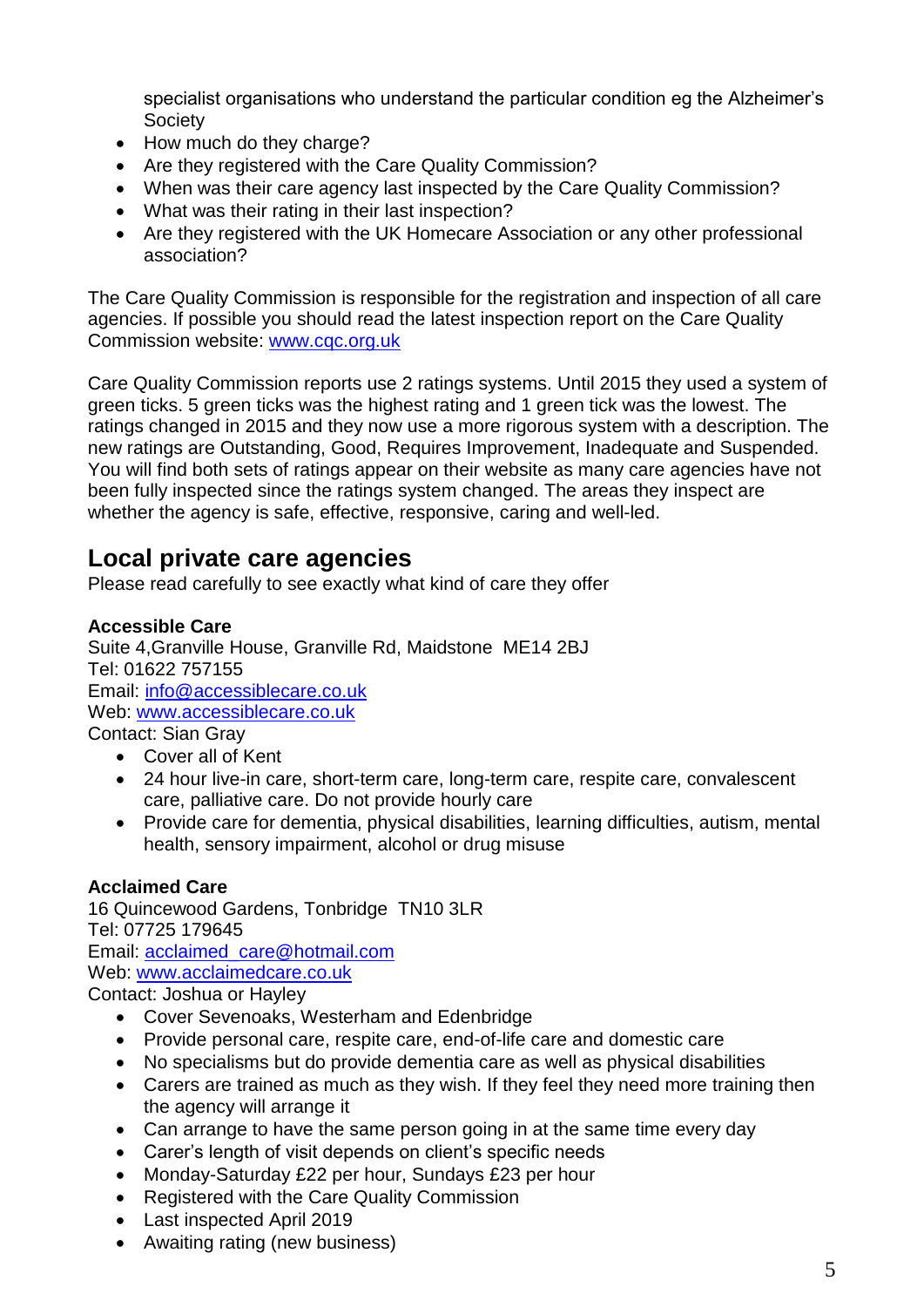specialist organisations who understand the particular condition eg the Alzheimer's Society

- How much do they charge?
- Are they registered with the Care Quality Commission?
- When was their care agency last inspected by the Care Quality Commission?
- What was their rating in their last inspection?
- Are they registered with the UK Homecare Association or any other professional association?

The Care Quality Commission is responsible for the registration and inspection of all care agencies. If possible you should read the latest inspection report on the Care Quality Commission website: www.cqc.org.uk

Care Quality Commission reports use 2 ratings systems. Until 2015 they used a system of green ticks. 5 green ticks was the highest rating and 1 green tick was the lowest. The ratings changed in 2015 and they now use a more rigorous system with a description. The new ratings are Outstanding, Good, Requires Improvement, Inadequate and Suspended. You will find both sets of ratings appear on their website as many care agencies have not been fully inspected since the ratings system changed. The areas they inspect are whether the agency is safe, effective, responsive, caring and well-led.

## Local private care agencies

Please read carefully to see exactly what kind of care they offer

**Accessible Care**
Suite 4,Granville House, Granville Rd, Maidstone ME14 2BJ
Tel: 01622 757155
Email: info@accessiblecare.co.uk
Web: www.accessiblecare.co.uk
Contact: Sian Gray

- Cover all of Kent
- 24 hour live-in care, short-term care, long-term care, respite care, convalescent care, palliative care. Do not provide hourly care
- Provide care for dementia, physical disabilities, learning difficulties, autism, mental health, sensory impairment, alcohol or drug misuse

**Acclaimed Care**
16 Quincewood Gardens, Tonbridge TN10 3LR
Tel: 07725 179645
Email: acclaimed_care@hotmail.com
Web: www.acclaimedcare.co.uk
Contact: Joshua or Hayley

- Cover Sevenoaks, Westerham and Edenbridge
- Provide personal care, respite care, end-of-life care and domestic care
- No specialisms but do provide dementia care as well as physical disabilities
- Carers are trained as much as they wish. If they feel they need more training then the agency will arrange it
- Can arrange to have the same person going in at the same time every day
- Carer's length of visit depends on client's specific needs
- Monday-Saturday £22 per hour, Sundays £23 per hour
- Registered with the Care Quality Commission
- Last inspected April 2019
- Awaiting rating (new business)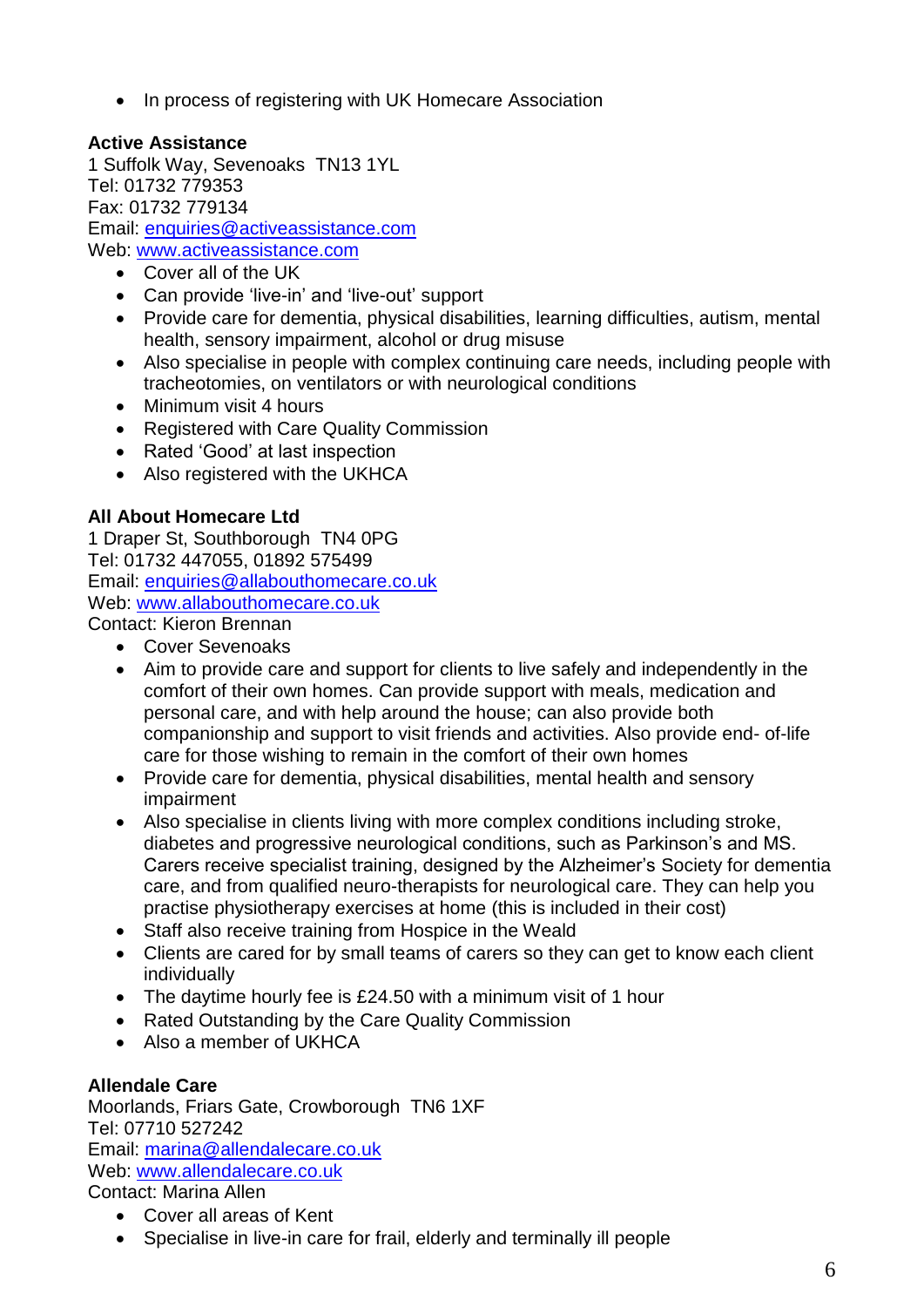- In process of registering with UK Homecare Association

**Active Assistance**
1 Suffolk Way, Sevenoaks TN13 1YL
Tel: 01732 779353
Fax: 01732 779134
Email: enquiries@activeassistance.com
Web: www.activeassistance.com

- Cover all of the UK
- Can provide 'live-in' and 'live-out' support
- Provide care for dementia, physical disabilities, learning difficulties, autism, mental health, sensory impairment, alcohol or drug misuse
- Also specialise in people with complex continuing care needs, including people with tracheotomies, on ventilators or with neurological conditions
- Minimum visit 4 hours
- Registered with Care Quality Commission
- Rated 'Good' at last inspection
- Also registered with the UKHCA

**All About Homecare Ltd**
1 Draper St, Southborough TN4 0PG
Tel: 01732 447055, 01892 575499
Email: enquiries@allabouthomecare.co.uk
Web: www.allabouthomecare.co.uk
Contact: Kieron Brennan

- Cover Sevenoaks
- Aim to provide care and support for clients to live safely and independently in the comfort of their own homes. Can provide support with meals, medication and personal care, and with help around the house; can also provide both companionship and support to visit friends and activities. Also provide end- of-life care for those wishing to remain in the comfort of their own homes
- Provide care for dementia, physical disabilities, mental health and sensory impairment
- Also specialise in clients living with more complex conditions including stroke, diabetes and progressive neurological conditions, such as Parkinson's and MS. Carers receive specialist training, designed by the Alzheimer's Society for dementia care, and from qualified neuro-therapists for neurological care. They can help you practise physiotherapy exercises at home (this is included in their cost)
- Staff also receive training from Hospice in the Weald
- Clients are cared for by small teams of carers so they can get to know each client individually
- The daytime hourly fee is £24.50 with a minimum visit of 1 hour
- Rated Outstanding by the Care Quality Commission
- Also a member of UKHCA

**Allendale Care**
Moorlands, Friars Gate, Crowborough TN6 1XF
Tel: 07710 527242
Email: marina@allendalecare.co.uk
Web: www.allendalecare.co.uk
Contact: Marina Allen

- Cover all areas of Kent
- Specialise in live-in care for frail, elderly and terminally ill people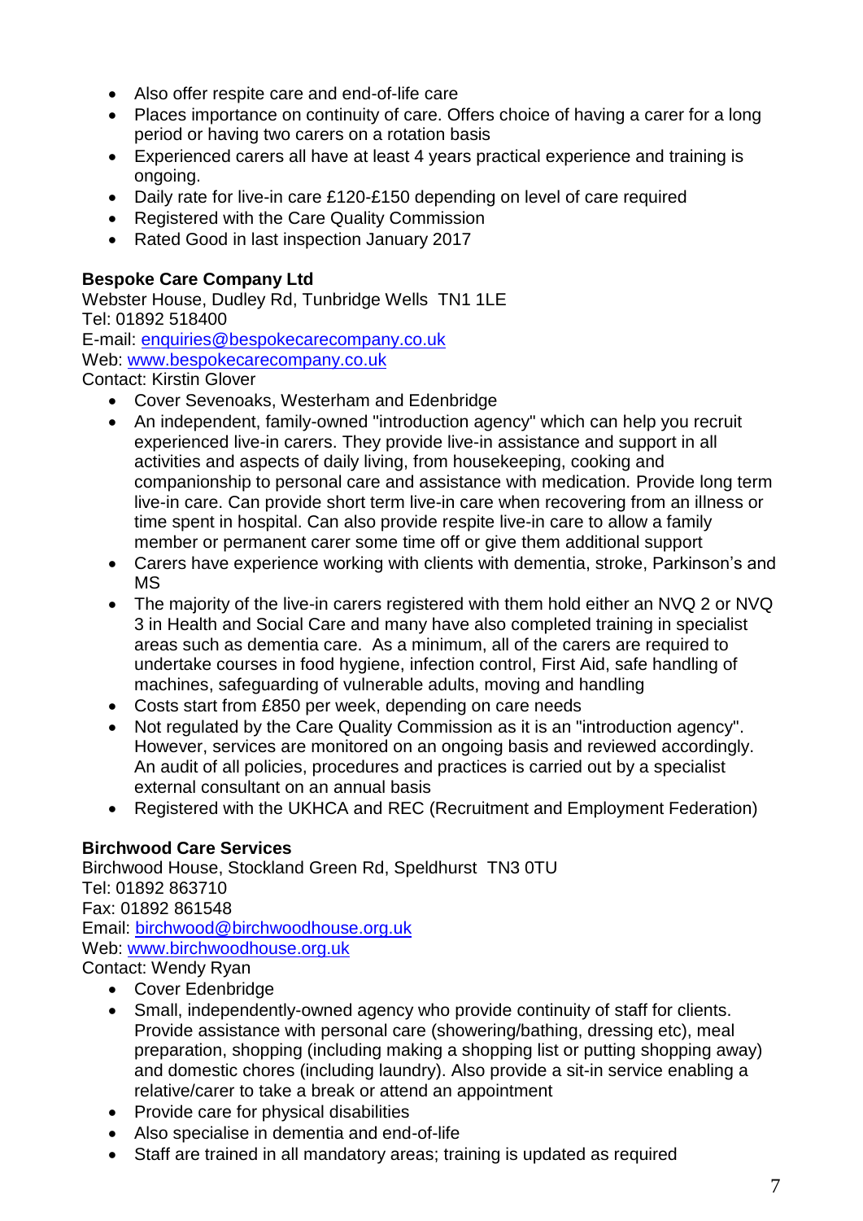- Also offer respite care and end-of-life care
- Places importance on continuity of care. Offers choice of having a carer for a long period or having two carers on a rotation basis
- Experienced carers all have at least 4 years practical experience and training is ongoing.
- Daily rate for live-in care £120-£150 depending on level of care required
- Registered with the Care Quality Commission
- Rated Good in last inspection January 2017

**Bespoke Care Company Ltd**
Webster House, Dudley Rd, Tunbridge Wells TN1 1LE
Tel: 01892 518400
E-mail: enquiries@bespokecarecompany.co.uk
Web: www.bespokecarecompany.co.uk
Contact: Kirstin Glover

- Cover Sevenoaks, Westerham and Edenbridge
- An independent, family-owned "introduction agency" which can help you recruit experienced live-in carers. They provide live-in assistance and support in all activities and aspects of daily living, from housekeeping, cooking and companionship to personal care and assistance with medication. Provide long term live-in care. Can provide short term live-in care when recovering from an illness or time spent in hospital. Can also provide respite live-in care to allow a family member or permanent carer some time off or give them additional support
- Carers have experience working with clients with dementia, stroke, Parkinson's and MS
- The majority of the live-in carers registered with them hold either an NVQ 2 or NVQ 3 in Health and Social Care and many have also completed training in specialist areas such as dementia care. As a minimum, all of the carers are required to undertake courses in food hygiene, infection control, First Aid, safe handling of machines, safeguarding of vulnerable adults, moving and handling
- Costs start from £850 per week, depending on care needs
- Not regulated by the Care Quality Commission as it is an "introduction agency". However, services are monitored on an ongoing basis and reviewed accordingly. An audit of all policies, procedures and practices is carried out by a specialist external consultant on an annual basis
- Registered with the UKHCA and REC (Recruitment and Employment Federation)

**Birchwood Care Services**
Birchwood House, Stockland Green Rd, Speldhurst TN3 0TU
Tel: 01892 863710
Fax: 01892 861548
Email: birchwood@birchwoodhouse.org.uk
Web: www.birchwoodhouse.org.uk
Contact: Wendy Ryan

- Cover Edenbridge
- Small, independently-owned agency who provide continuity of staff for clients. Provide assistance with personal care (showering/bathing, dressing etc), meal preparation, shopping (including making a shopping list or putting shopping away) and domestic chores (including laundry). Also provide a sit-in service enabling a relative/carer to take a break or attend an appointment
- Provide care for physical disabilities
- Also specialise in dementia and end-of-life
- Staff are trained in all mandatory areas; training is updated as required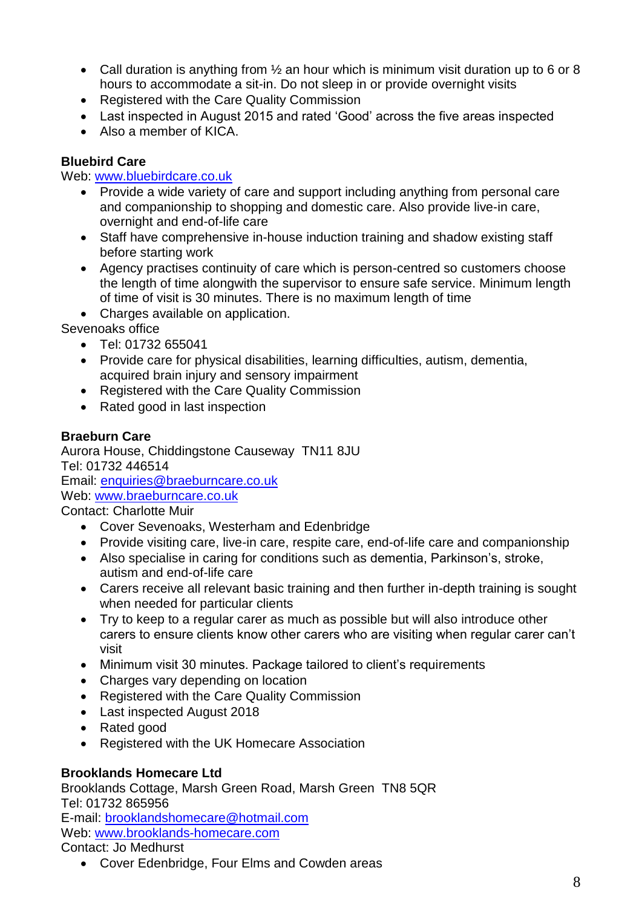- Call duration is anything from ½ an hour which is minimum visit duration up to 6 or 8 hours to accommodate a sit-in. Do not sleep in or provide overnight visits
- Registered with the Care Quality Commission
- Last inspected in August 2015 and rated 'Good' across the five areas inspected
- Also a member of KICA.

**Bluebird Care**

Web: www.bluebirdcare.co.uk

- Provide a wide variety of care and support including anything from personal care and companionship to shopping and domestic care. Also provide live-in care, overnight and end-of-life care
- Staff have comprehensive in-house induction training and shadow existing staff before starting work
- Agency practises continuity of care which is person-centred so customers choose the length of time alongwith the supervisor to ensure safe service. Minimum length of time of visit is 30 minutes. There is no maximum length of time
- Charges available on application.

Sevenoaks office

- Tel: 01732 655041
- Provide care for physical disabilities, learning difficulties, autism, dementia, acquired brain injury and sensory impairment
- Registered with the Care Quality Commission
- Rated good in last inspection

**Braeburn Care**

Aurora House, Chiddingstone Causeway TN11 8JU
Tel: 01732 446514
Email: enquiries@braeburncare.co.uk
Web: www.braeburncare.co.uk
Contact: Charlotte Muir

- Cover Sevenoaks, Westerham and Edenbridge
- Provide visiting care, live-in care, respite care, end-of-life care and companionship
- Also specialise in caring for conditions such as dementia, Parkinson's, stroke, autism and end-of-life care
- Carers receive all relevant basic training and then further in-depth training is sought when needed for particular clients
- Try to keep to a regular carer as much as possible but will also introduce other carers to ensure clients know other carers who are visiting when regular carer can't visit
- Minimum visit 30 minutes. Package tailored to client's requirements
- Charges vary depending on location
- Registered with the Care Quality Commission
- Last inspected August 2018
- Rated good
- Registered with the UK Homecare Association

**Brooklands Homecare Ltd**

Brooklands Cottage, Marsh Green Road, Marsh Green TN8 5QR
Tel: 01732 865956
E-mail: brooklandshomecare@hotmail.com
Web: www.brooklands-homecare.com
Contact: Jo Medhurst

- Cover Edenbridge, Four Elms and Cowden areas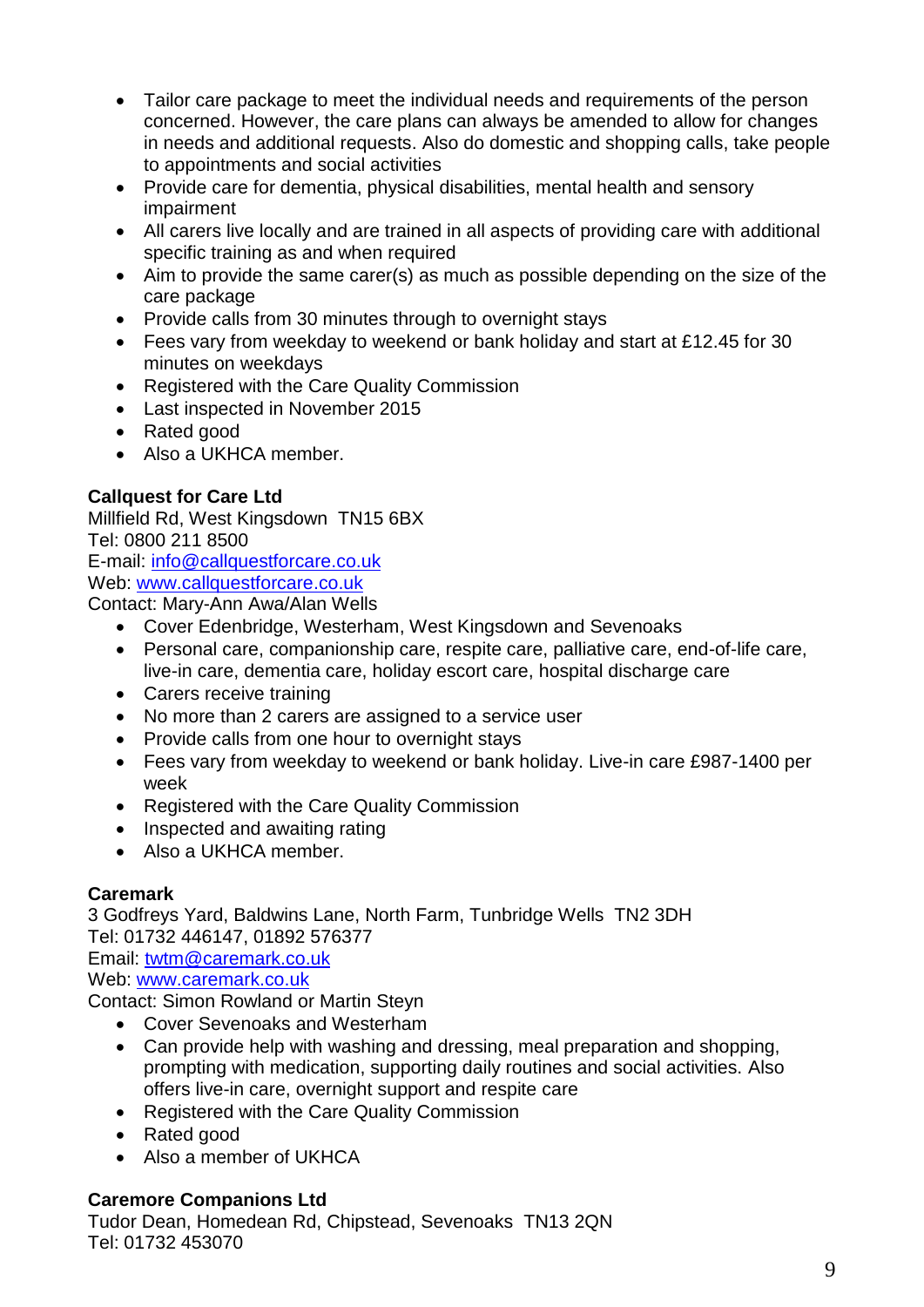- Tailor care package to meet the individual needs and requirements of the person concerned. However, the care plans can always be amended to allow for changes in needs and additional requests. Also do domestic and shopping calls, take people to appointments and social activities
- Provide care for dementia, physical disabilities, mental health and sensory impairment
- All carers live locally and are trained in all aspects of providing care with additional specific training as and when required
- Aim to provide the same carer(s) as much as possible depending on the size of the care package
- Provide calls from 30 minutes through to overnight stays
- Fees vary from weekday to weekend or bank holiday and start at £12.45 for 30 minutes on weekdays
- Registered with the Care Quality Commission
- Last inspected in November 2015
- Rated good
- Also a UKHCA member.

**Callquest for Care Ltd**
Millfield Rd, West Kingsdown TN15 6BX
Tel: 0800 211 8500
E-mail: [info@callquestforcare.co.uk](mailto:info@callquestforcare.co.uk)
Web: [www.callquestforcare.co.uk](http://www.callquestforcare.co.uk)
Contact: Mary-Ann Awa/Alan Wells

- Cover Edenbridge, Westerham, West Kingsdown and Sevenoaks
- Personal care, companionship care, respite care, palliative care, end-of-life care, live-in care, dementia care, holiday escort care, hospital discharge care
- Carers receive training
- No more than 2 carers are assigned to a service user
- Provide calls from one hour to overnight stays
- Fees vary from weekday to weekend or bank holiday. Live-in care £987-1400 per week
- Registered with the Care Quality Commission
- Inspected and awaiting rating
- Also a UKHCA member.

**Caremark**
3 Godfreys Yard, Baldwins Lane, North Farm, Tunbridge Wells TN2 3DH
Tel: 01732 446147, 01892 576377
Email: [twtm@caremark.co.uk](mailto:twtm@caremark.co.uk)
Web: [www.caremark.co.uk](http://www.caremark.co.uk)
Contact: Simon Rowland or Martin Steyn

- Cover Sevenoaks and Westerham
- Can provide help with washing and dressing, meal preparation and shopping, prompting with medication, supporting daily routines and social activities. Also offers live-in care, overnight support and respite care
- Registered with the Care Quality Commission
- Rated good
- Also a member of UKHCA

**Caremore Companions Ltd**
Tudor Dean, Homedean Rd, Chipstead, Sevenoaks TN13 2QN
Tel: 01732 453070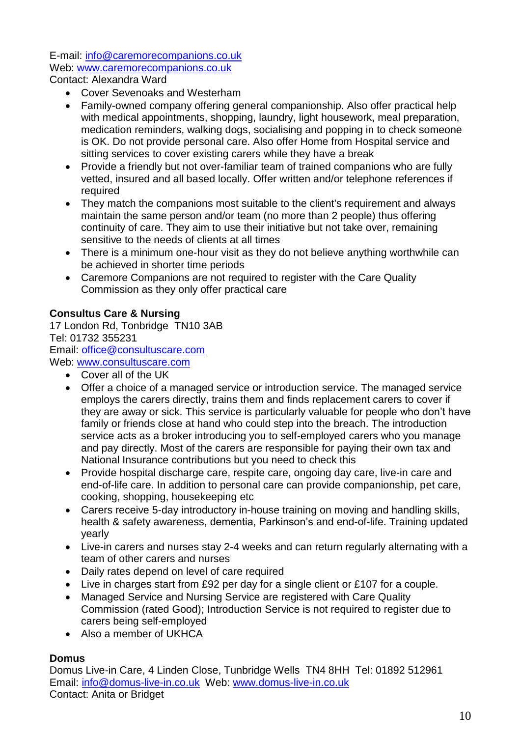E-mail: info@caremorecompanions.co.uk
Web: www.caremorecompanions.co.uk
Contact: Alexandra Ward

- Cover Sevenoaks and Westerham
- Family-owned company offering general companionship. Also offer practical help with medical appointments, shopping, laundry, light housework, meal preparation, medication reminders, walking dogs, socialising and popping in to check someone is OK. Do not provide personal care. Also offer Home from Hospital service and sitting services to cover existing carers while they have a break
- Provide a friendly but not over-familiar team of trained companions who are fully vetted, insured and all based locally. Offer written and/or telephone references if required
- They match the companions most suitable to the client's requirement and always maintain the same person and/or team (no more than 2 people) thus offering continuity of care. They aim to use their initiative but not take over, remaining sensitive to the needs of clients at all times
- There is a minimum one-hour visit as they do not believe anything worthwhile can be achieved in shorter time periods
- Caremore Companions are not required to register with the Care Quality Commission as they only offer practical care

**Consultus Care & Nursing**
17 London Rd, Tonbridge TN10 3AB
Tel: 01732 355231
Email: office@consultuscare.com
Web: www.consultuscare.com

- Cover all of the UK
- Offer a choice of a managed service or introduction service. The managed service employs the carers directly, trains them and finds replacement carers to cover if they are away or sick. This service is particularly valuable for people who don't have family or friends close at hand who could step into the breach. The introduction service acts as a broker introducing you to self-employed carers who you manage and pay directly. Most of the carers are responsible for paying their own tax and National Insurance contributions but you need to check this
- Provide hospital discharge care, respite care, ongoing day care, live-in care and end-of-life care. In addition to personal care can provide companionship, pet care, cooking, shopping, housekeeping etc
- Carers receive 5-day introductory in-house training on moving and handling skills, health & safety awareness, dementia, Parkinson's and end-of-life. Training updated yearly
- Live-in carers and nurses stay 2-4 weeks and can return regularly alternating with a team of other carers and nurses
- Daily rates depend on level of care required
- Live in charges start from £92 per day for a single client or £107 for a couple.
- Managed Service and Nursing Service are registered with Care Quality Commission (rated Good); Introduction Service is not required to register due to carers being self-employed
- Also a member of UKHCA

**Domus**
Domus Live-in Care, 4 Linden Close, Tunbridge Wells TN4 8HH Tel: 01892 512961
Email: info@domus-live-in.co.uk Web: www.domus-live-in.co.uk
Contact: Anita or Bridget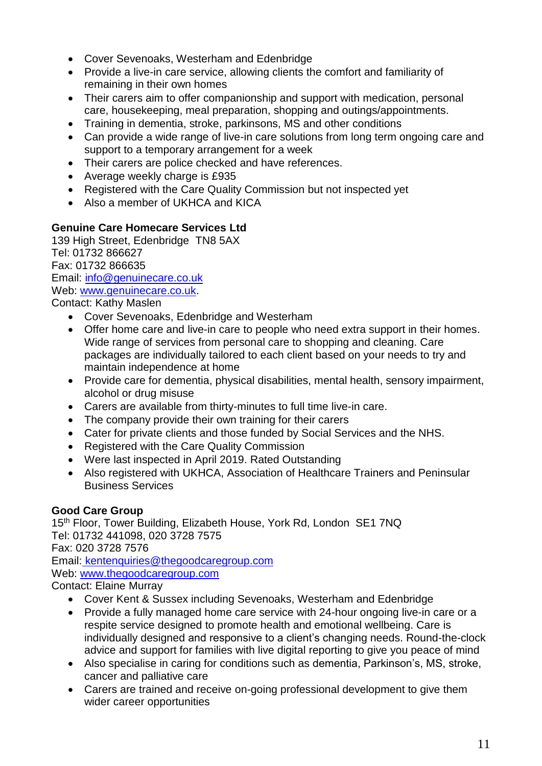- Cover Sevenoaks, Westerham and Edenbridge
- Provide a live-in care service, allowing clients the comfort and familiarity of remaining in their own homes
- Their carers aim to offer companionship and support with medication, personal care, housekeeping, meal preparation, shopping and outings/appointments.
- Training in dementia, stroke, parkinsons, MS and other conditions
- Can provide a wide range of live-in care solutions from long term ongoing care and support to a temporary arrangement for a week
- Their carers are police checked and have references.
- Average weekly charge is £935
- Registered with the Care Quality Commission but not inspected yet
- Also a member of UKHCA and KICA

**Genuine Care Homecare Services Ltd**
139 High Street, Edenbridge TN8 5AX
Tel: 01732 866627
Fax: 01732 866635
Email: info@genuinecare.co.uk
Web: www.genuinecare.co.uk.
Contact: Kathy Maslen

- Cover Sevenoaks, Edenbridge and Westerham
- Offer home care and live-in care to people who need extra support in their homes. Wide range of services from personal care to shopping and cleaning. Care packages are individually tailored to each client based on your needs to try and maintain independence at home
- Provide care for dementia, physical disabilities, mental health, sensory impairment, alcohol or drug misuse
- Carers are available from thirty-minutes to full time live-in care.
- The company provide their own training for their carers
- Cater for private clients and those funded by Social Services and the NHS.
- Registered with the Care Quality Commission
- Were last inspected in April 2019. Rated Outstanding
- Also registered with UKHCA, Association of Healthcare Trainers and Peninsular Business Services

**Good Care Group**
15th Floor, Tower Building, Elizabeth House, York Rd, London SE1 7NQ
Tel: 01732 441098, 020 3728 7575
Fax: 020 3728 7576
Email: kentenquiries@thegoodcaregroup.com
Web: www.thegoodcaregroup.com
Contact: Elaine Murray

- Cover Kent & Sussex including Sevenoaks, Westerham and Edenbridge
- Provide a fully managed home care service with 24-hour ongoing live-in care or a respite service designed to promote health and emotional wellbeing. Care is individually designed and responsive to a client's changing needs. Round-the-clock advice and support for families with live digital reporting to give you peace of mind
- Also specialise in caring for conditions such as dementia, Parkinson's, MS, stroke, cancer and palliative care
- Carers are trained and receive on-going professional development to give them wider career opportunities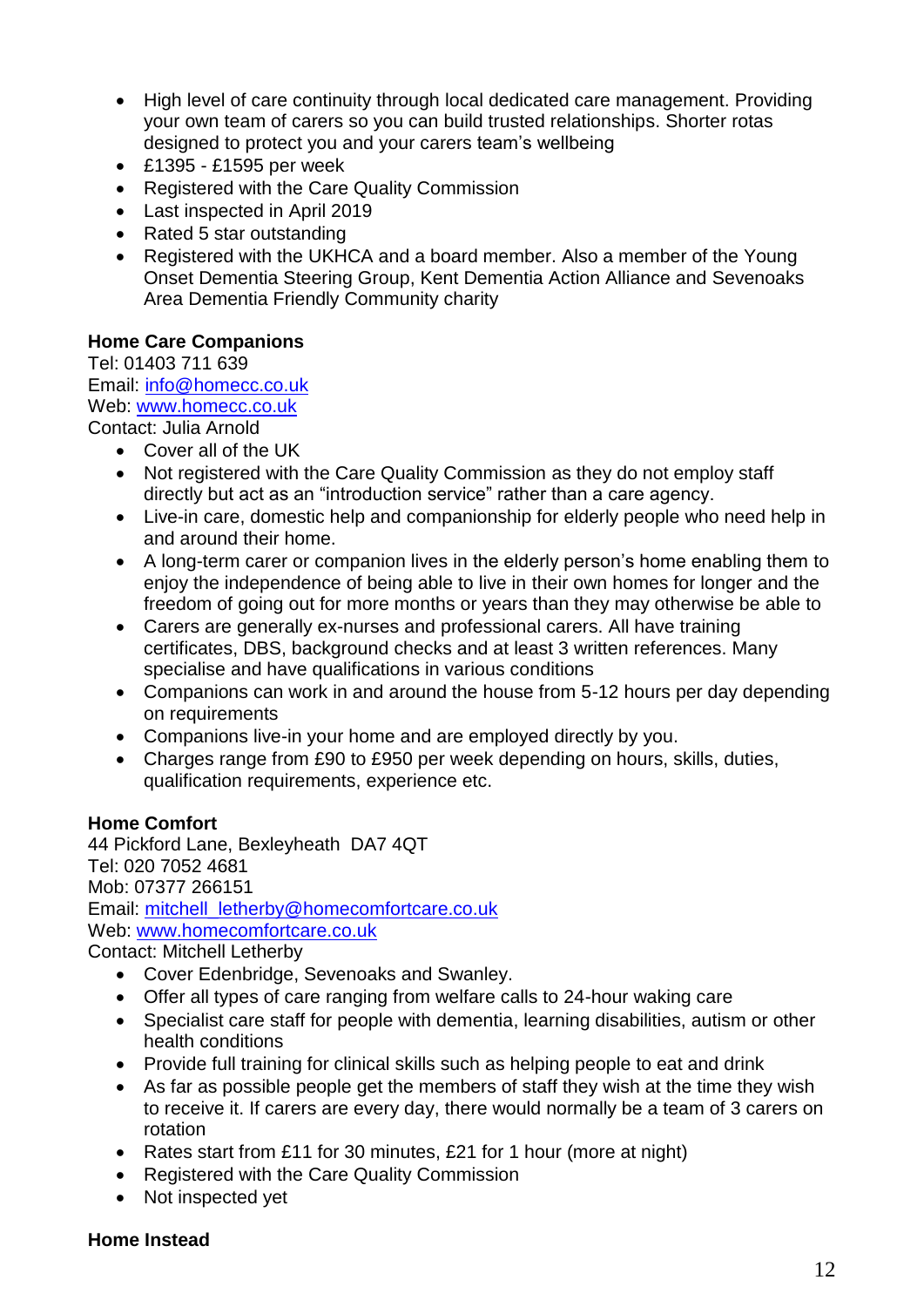- High level of care continuity through local dedicated care management. Providing your own team of carers so you can build trusted relationships. Shorter rotas designed to protect you and your carers team's wellbeing
- £1395 - £1595 per week
- Registered with the Care Quality Commission
- Last inspected in April 2019
- Rated 5 star outstanding
- Registered with the UKHCA and a board member. Also a member of the Young Onset Dementia Steering Group, Kent Dementia Action Alliance and Sevenoaks Area Dementia Friendly Community charity

**Home Care Companions**
Tel: 01403 711 639
Email: info@homecc.co.uk
Web: www.homecc.co.uk
Contact: Julia Arnold

- Cover all of the UK
- Not registered with the Care Quality Commission as they do not employ staff directly but act as an "introduction service" rather than a care agency.
- Live-in care, domestic help and companionship for elderly people who need help in and around their home.
- A long-term carer or companion lives in the elderly person's home enabling them to enjoy the independence of being able to live in their own homes for longer and the freedom of going out for more months or years than they may otherwise be able to
- Carers are generally ex-nurses and professional carers. All have training certificates, DBS, background checks and at least 3 written references. Many specialise and have qualifications in various conditions
- Companions can work in and around the house from 5-12 hours per day depending on requirements
- Companions live-in your home and are employed directly by you.
- Charges range from £90 to £950 per week depending on hours, skills, duties, qualification requirements, experience etc.

**Home Comfort**
44 Pickford Lane, Bexleyheath DA7 4QT
Tel: 020 7052 4681
Mob: 07377 266151
Email: mitchell_letherby@homecomfortcare.co.uk
Web: www.homecomfortcare.co.uk
Contact: Mitchell Letherby

- Cover Edenbridge, Sevenoaks and Swanley.
- Offer all types of care ranging from welfare calls to 24-hour waking care
- Specialist care staff for people with dementia, learning disabilities, autism or other health conditions
- Provide full training for clinical skills such as helping people to eat and drink
- As far as possible people get the members of staff they wish at the time they wish to receive it. If carers are every day, there would normally be a team of 3 carers on rotation
- Rates start from £11 for 30 minutes, £21 for 1 hour (more at night)
- Registered with the Care Quality Commission
- Not inspected yet

**Home Instead**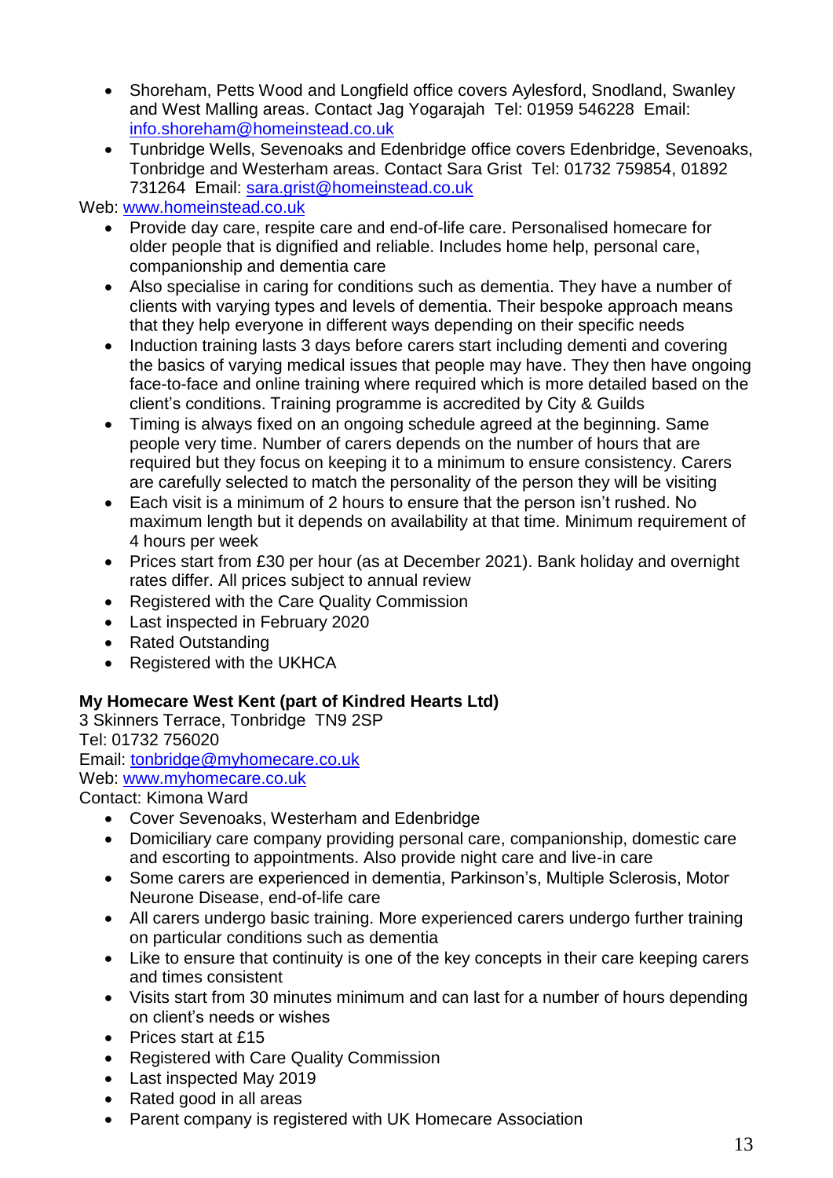- Shoreham, Petts Wood and Longfield office covers Aylesford, Snodland, Swanley and West Malling areas. Contact Jag Yogarajah Tel: 01959 546228 Email: info.shoreham@homeinstead.co.uk
- Tunbridge Wells, Sevenoaks and Edenbridge office covers Edenbridge, Sevenoaks, Tonbridge and Westerham areas. Contact Sara Grist Tel: 01732 759854, 01892 731264 Email: sara.grist@homeinstead.co.uk

Web: www.homeinstead.co.uk

- Provide day care, respite care and end-of-life care. Personalised homecare for older people that is dignified and reliable. Includes home help, personal care, companionship and dementia care
- Also specialise in caring for conditions such as dementia. They have a number of clients with varying types and levels of dementia. Their bespoke approach means that they help everyone in different ways depending on their specific needs
- Induction training lasts 3 days before carers start including dementi and covering the basics of varying medical issues that people may have. They then have ongoing face-to-face and online training where required which is more detailed based on the client's conditions. Training programme is accredited by City & Guilds
- Timing is always fixed on an ongoing schedule agreed at the beginning. Same people very time. Number of carers depends on the number of hours that are required but they focus on keeping it to a minimum to ensure consistency. Carers are carefully selected to match the personality of the person they will be visiting
- Each visit is a minimum of 2 hours to ensure that the person isn't rushed. No maximum length but it depends on availability at that time. Minimum requirement of 4 hours per week
- Prices start from £30 per hour (as at December 2021). Bank holiday and overnight rates differ. All prices subject to annual review
- Registered with the Care Quality Commission
- Last inspected in February 2020
- Rated Outstanding
- Registered with the UKHCA

**My Homecare West Kent (part of Kindred Hearts Ltd)**
3 Skinners Terrace, Tonbridge TN9 2SP
Tel: 01732 756020
Email: tonbridge@myhomecare.co.uk
Web: www.myhomecare.co.uk
Contact: Kimona Ward

- Cover Sevenoaks, Westerham and Edenbridge
- Domiciliary care company providing personal care, companionship, domestic care and escorting to appointments. Also provide night care and live-in care
- Some carers are experienced in dementia, Parkinson's, Multiple Sclerosis, Motor Neurone Disease, end-of-life care
- All carers undergo basic training. More experienced carers undergo further training on particular conditions such as dementia
- Like to ensure that continuity is one of the key concepts in their care keeping carers and times consistent
- Visits start from 30 minutes minimum and can last for a number of hours depending on client's needs or wishes
- Prices start at £15
- Registered with Care Quality Commission
- Last inspected May 2019
- Rated good in all areas
- Parent company is registered with UK Homecare Association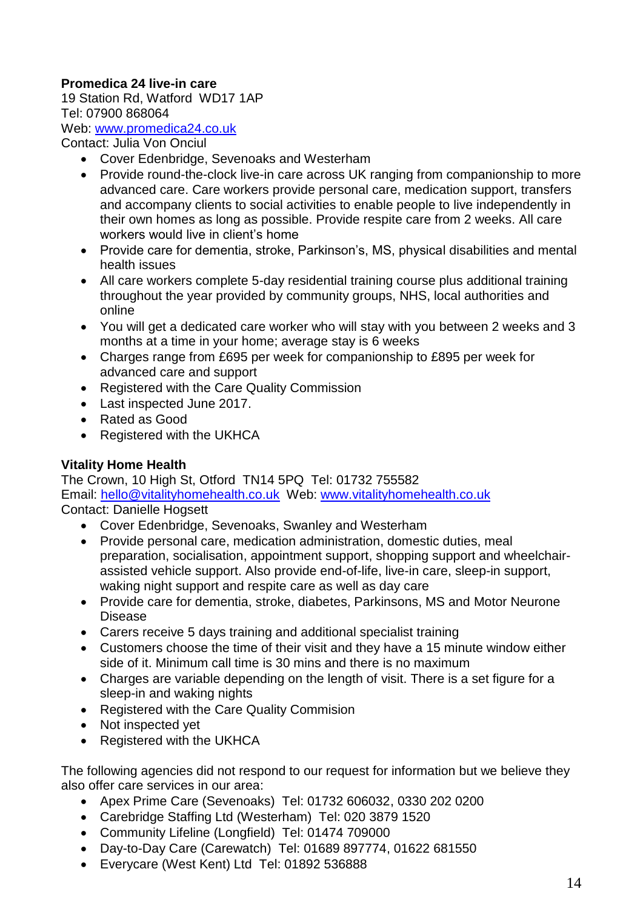**Promedica 24 live-in care**
19 Station Rd, Watford  WD17 1AP
Tel: 07900 868064
Web: [www.promedica24.co.uk](http://www.promedica24.co.uk)
Contact: Julia Von Onciul

- Cover Edenbridge, Sevenoaks and Westerham
- Provide round-the-clock live-in care across UK ranging from companionship to more advanced care. Care workers provide personal care, medication support, transfers and accompany clients to social activities to enable people to live independently in their own homes as long as possible. Provide respite care from 2 weeks. All care workers would live in client's home
- Provide care for dementia, stroke, Parkinson's, MS, physical disabilities and mental health issues
- All care workers complete 5-day residential training course plus additional training throughout the year provided by community groups, NHS, local authorities and online
- You will get a dedicated care worker who will stay with you between 2 weeks and 3 months at a time in your home; average stay is 6 weeks
- Charges range from £695 per week for companionship to £895 per week for advanced care and support
- Registered with the Care Quality Commission
- Last inspected June 2017.
- Rated as Good
- Registered with the UKHCA

**Vitality Home Health**
The Crown, 10 High St, Otford  TN14 5PQ  Tel: 01732 755582
Email: [hello@vitalityhomehealth.co.uk](mailto:hello@vitalityhomehealth.co.uk)  Web: [www.vitalityhomehealth.co.uk](http://www.vitalityhomehealth.co.uk)
Contact: Danielle Hogsett

- Cover Edenbridge, Sevenoaks, Swanley and Westerham
- Provide personal care, medication administration, domestic duties, meal preparation, socialisation, appointment support, shopping support and wheelchair-assisted vehicle support. Also provide end-of-life, live-in care, sleep-in support, waking night support and respite care as well as day care
- Provide care for dementia, stroke, diabetes, Parkinsons, MS and Motor Neurone Disease
- Carers receive 5 days training and additional specialist training
- Customers choose the time of their visit and they have a 15 minute window either side of it. Minimum call time is 30 mins and there is no maximum
- Charges are variable depending on the length of visit. There is a set figure for a sleep-in and waking nights
- Registered with the Care Quality Commision
- Not inspected yet
- Registered with the UKHCA

The following agencies did not respond to our request for information but we believe they also offer care services in our area:

- Apex Prime Care (Sevenoaks)  Tel: 01732 606032, 0330 202 0200
- Carebridge Staffing Ltd (Westerham)  Tel: 020 3879 1520
- Community Lifeline (Longfield)  Tel: 01474 709000
- Day-to-Day Care (Carewatch)  Tel: 01689 897774, 01622 681550
- Everycare (West Kent) Ltd  Tel: 01892 536888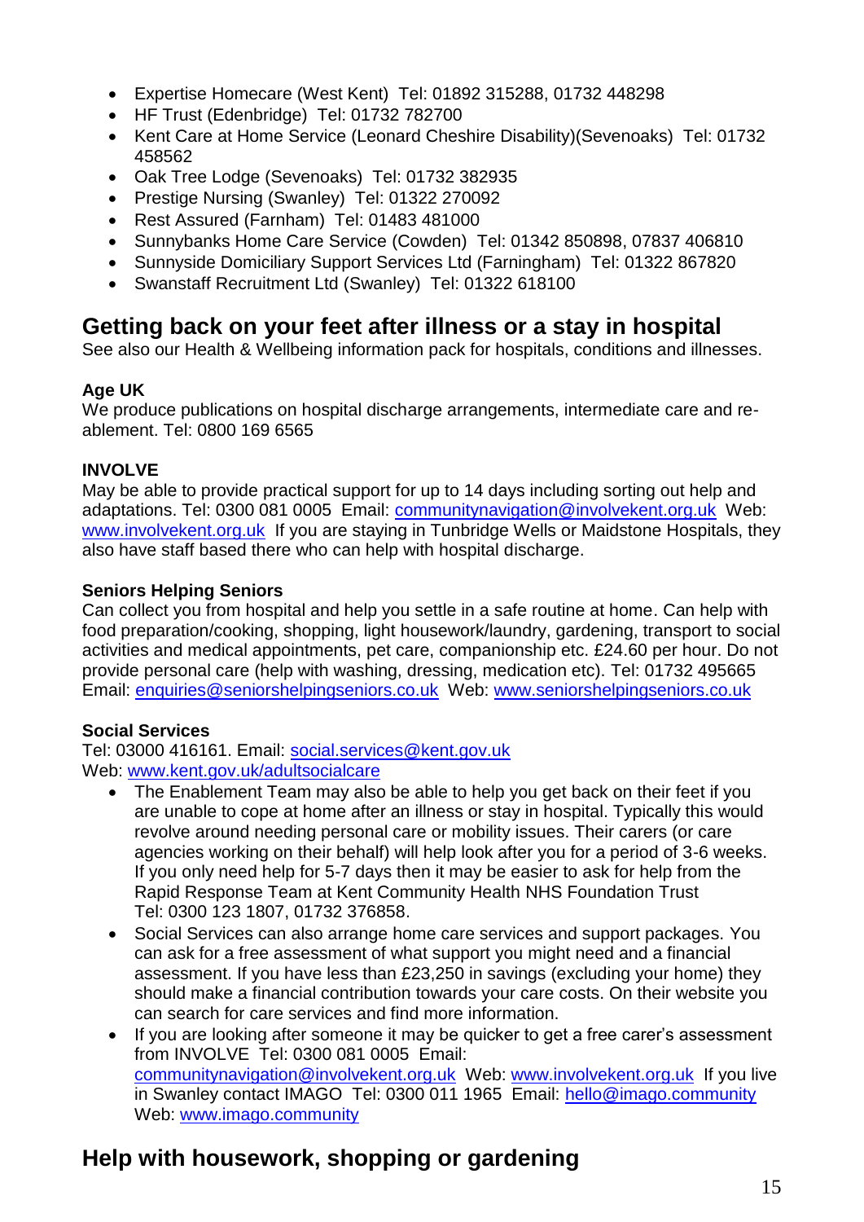- Expertise Homecare (West Kent) Tel: 01892 315288, 01732 448298
- HF Trust (Edenbridge) Tel: 01732 782700
- Kent Care at Home Service (Leonard Cheshire Disability)(Sevenoaks) Tel: 01732 458562
- Oak Tree Lodge (Sevenoaks) Tel: 01732 382935
- Prestige Nursing (Swanley) Tel: 01322 270092
- Rest Assured (Farnham) Tel: 01483 481000
- Sunnybanks Home Care Service (Cowden) Tel: 01342 850898, 07837 406810
- Sunnyside Domiciliary Support Services Ltd (Farningham) Tel: 01322 867820
- Swanstaff Recruitment Ltd (Swanley) Tel: 01322 618100

## Getting back on your feet after illness or a stay in hospital

See also our Health & Wellbeing information pack for hospitals, conditions and illnesses.

**Age UK**
We produce publications on hospital discharge arrangements, intermediate care and re-ablement. Tel: 0800 169 6565

**INVOLVE**
May be able to provide practical support for up to 14 days including sorting out help and adaptations. Tel: 0300 081 0005 Email: communitynavigation@involvekent.org.uk Web: www.involvekent.org.uk If you are staying in Tunbridge Wells or Maidstone Hospitals, they also have staff based there who can help with hospital discharge.

**Seniors Helping Seniors**
Can collect you from hospital and help you settle in a safe routine at home. Can help with food preparation/cooking, shopping, light housework/laundry, gardening, transport to social activities and medical appointments, pet care, companionship etc. £24.60 per hour. Do not provide personal care (help with washing, dressing, medication etc). Tel: 01732 495665 Email: enquiries@seniorshelpingseniors.co.uk Web: www.seniorshelpingseniors.co.uk

**Social Services**
Tel: 03000 416161. Email: social.services@kent.gov.uk
Web: www.kent.gov.uk/adultsocialcare

- The Enablement Team may also be able to help you get back on their feet if you are unable to cope at home after an illness or stay in hospital. Typically this would revolve around needing personal care or mobility issues. Their carers (or care agencies working on their behalf) will help look after you for a period of 3-6 weeks. If you only need help for 5-7 days then it may be easier to ask for help from the Rapid Response Team at Kent Community Health NHS Foundation Trust Tel: 0300 123 1807, 01732 376858.
- Social Services can also arrange home care services and support packages. You can ask for a free assessment of what support you might need and a financial assessment. If you have less than £23,250 in savings (excluding your home) they should make a financial contribution towards your care costs. On their website you can search for care services and find more information.
- If you are looking after someone it may be quicker to get a free carer's assessment from INVOLVE Tel: 0300 081 0005 Email: communitynavigation@involvekent.org.uk Web: www.involvekent.org.uk If you live in Swanley contact IMAGO Tel: 0300 011 1965 Email: hello@imago.community Web: www.imago.community

## Help with housework, shopping or gardening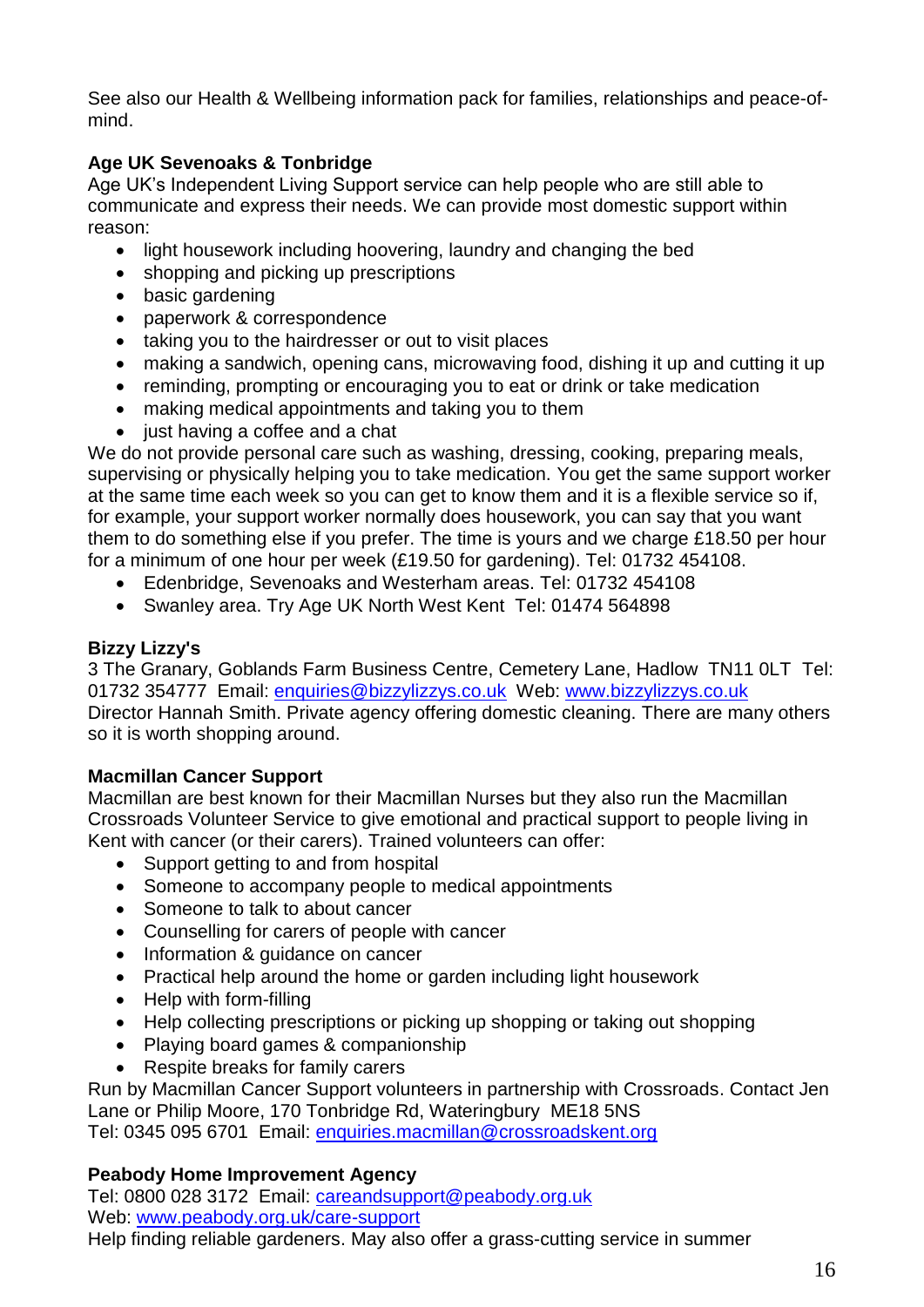See also our Health & Wellbeing information pack for families, relationships and peace-of-mind.

**Age UK Sevenoaks & Tonbridge**
Age UK's Independent Living Support service can help people who are still able to communicate and express their needs. We can provide most domestic support within reason:

- light housework including hoovering, laundry and changing the bed
- shopping and picking up prescriptions
- basic gardening
- paperwork & correspondence
- taking you to the hairdresser or out to visit places
- making a sandwich, opening cans, microwaving food, dishing it up and cutting it up
- reminding, prompting or encouraging you to eat or drink or take medication
- making medical appointments and taking you to them
- just having a coffee and a chat

We do not provide personal care such as washing, dressing, cooking, preparing meals, supervising or physically helping you to take medication. You get the same support worker at the same time each week so you can get to know them and it is a flexible service so if, for example, your support worker normally does housework, you can say that you want them to do something else if you prefer. The time is yours and we charge £18.50 per hour for a minimum of one hour per week (£19.50 for gardening). Tel: 01732 454108.

- Edenbridge, Sevenoaks and Westerham areas. Tel: 01732 454108
- Swanley area. Try Age UK North West Kent Tel: 01474 564898

**Bizzy Lizzy's**
3 The Granary, Goblands Farm Business Centre, Cemetery Lane, Hadlow TN11 0LT Tel: 01732 354777 Email: enquiries@bizzylizzys.co.uk Web: www.bizzylizzys.co.uk
Director Hannah Smith. Private agency offering domestic cleaning. There are many others so it is worth shopping around.

**Macmillan Cancer Support**
Macmillan are best known for their Macmillan Nurses but they also run the Macmillan Crossroads Volunteer Service to give emotional and practical support to people living in Kent with cancer (or their carers). Trained volunteers can offer:

- Support getting to and from hospital
- Someone to accompany people to medical appointments
- Someone to talk to about cancer
- Counselling for carers of people with cancer
- Information & guidance on cancer
- Practical help around the home or garden including light housework
- Help with form-filling
- Help collecting prescriptions or picking up shopping or taking out shopping
- Playing board games & companionship
- Respite breaks for family carers

Run by Macmillan Cancer Support volunteers in partnership with Crossroads. Contact Jen Lane or Philip Moore, 170 Tonbridge Rd, Wateringbury ME18 5NS
Tel: 0345 095 6701 Email: enquiries.macmillan@crossroadskent.org

**Peabody Home Improvement Agency**
Tel: 0800 028 3172 Email: careandsupport@peabody.org.uk
Web: www.peabody.org.uk/care-support
Help finding reliable gardeners. May also offer a grass-cutting service in summer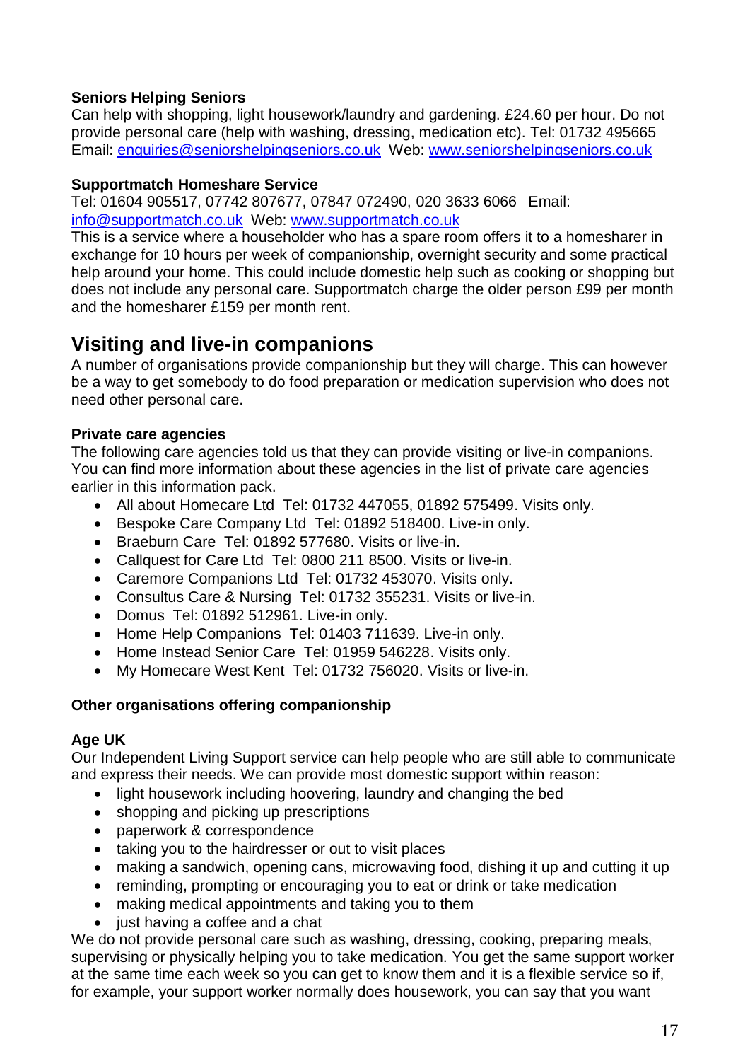**Seniors Helping Seniors**
Can help with shopping, light housework/laundry and gardening. £24.60 per hour. Do not provide personal care (help with washing, dressing, medication etc). Tel: 01732 495665 Email: enquiries@seniorshelpingseniors.co.uk Web: www.seniorshelpingseniors.co.uk

**Supportmatch Homeshare Service**
Tel: 01604 905517, 07742 807677, 07847 072490, 020 3633 6066 Email: info@supportmatch.co.uk Web: www.supportmatch.co.uk
This is a service where a householder who has a spare room offers it to a homesharer in exchange for 10 hours per week of companionship, overnight security and some practical help around your home. This could include domestic help such as cooking or shopping but does not include any personal care. Supportmatch charge the older person £99 per month and the homesharer £159 per month rent.

## Visiting and live-in companions

A number of organisations provide companionship but they will charge. This can however be a way to get somebody to do food preparation or medication supervision who does not need other personal care.

**Private care agencies**
The following care agencies told us that they can provide visiting or live-in companions. You can find more information about these agencies in the list of private care agencies earlier in this information pack.

- All about Homecare Ltd Tel: 01732 447055, 01892 575499. Visits only.
- Bespoke Care Company Ltd Tel: 01892 518400. Live-in only.
- Braeburn Care Tel: 01892 577680. Visits or live-in.
- Callquest for Care Ltd Tel: 0800 211 8500. Visits or live-in.
- Caremore Companions Ltd Tel: 01732 453070. Visits only.
- Consultus Care & Nursing Tel: 01732 355231. Visits or live-in.
- Domus Tel: 01892 512961. Live-in only.
- Home Help Companions Tel: 01403 711639. Live-in only.
- Home Instead Senior Care Tel: 01959 546228. Visits only.
- My Homecare West Kent Tel: 01732 756020. Visits or live-in.

**Other organisations offering companionship**

**Age UK**
Our Independent Living Support service can help people who are still able to communicate and express their needs. We can provide most domestic support within reason:

- light housework including hoovering, laundry and changing the bed
- shopping and picking up prescriptions
- paperwork & correspondence
- taking you to the hairdresser or out to visit places
- making a sandwich, opening cans, microwaving food, dishing it up and cutting it up
- reminding, prompting or encouraging you to eat or drink or take medication
- making medical appointments and taking you to them
- just having a coffee and a chat

We do not provide personal care such as washing, dressing, cooking, preparing meals, supervising or physically helping you to take medication. You get the same support worker at the same time each week so you can get to know them and it is a flexible service so if, for example, your support worker normally does housework, you can say that you want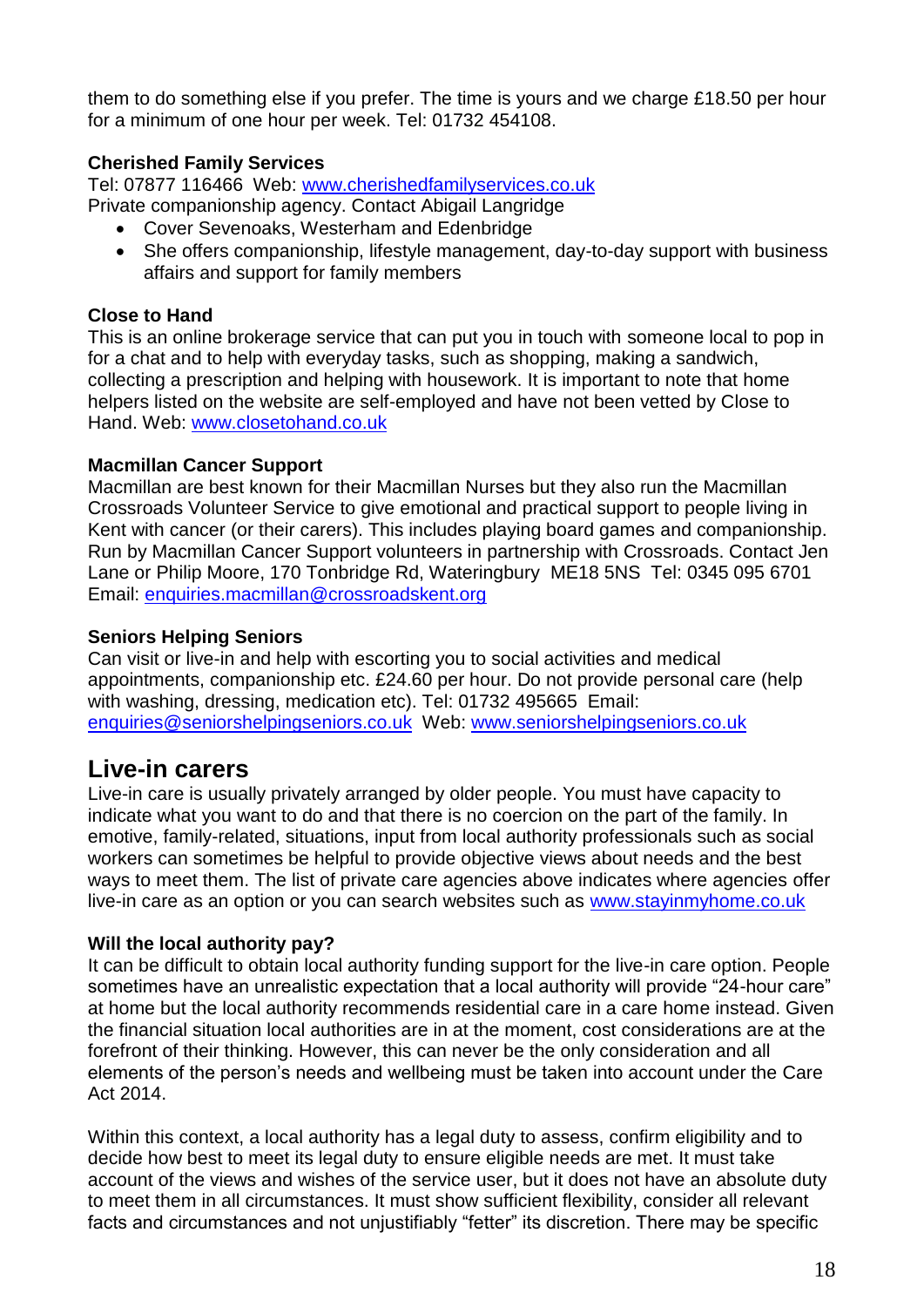them to do something else if you prefer. The time is yours and we charge £18.50 per hour for a minimum of one hour per week. Tel: 01732 454108.

**Cherished Family Services**

Tel: 07877 116466 Web: [www.cherishedfamilyservices.co.uk](http://www.cherishedfamilyservices.co.uk)
Private companionship agency. Contact Abigail Langridge

- Cover Sevenoaks, Westerham and Edenbridge
- She offers companionship, lifestyle management, day-to-day support with business affairs and support for family members

**Close to Hand**

This is an online brokerage service that can put you in touch with someone local to pop in for a chat and to help with everyday tasks, such as shopping, making a sandwich, collecting a prescription and helping with housework. It is important to note that home helpers listed on the website are self-employed and have not been vetted by Close to Hand. Web: [www.closetohand.co.uk](http://www.closetohand.co.uk)

**Macmillan Cancer Support**

Macmillan are best known for their Macmillan Nurses but they also run the Macmillan Crossroads Volunteer Service to give emotional and practical support to people living in Kent with cancer (or their carers). This includes playing board games and companionship. Run by Macmillan Cancer Support volunteers in partnership with Crossroads. Contact Jen Lane or Philip Moore, 170 Tonbridge Rd, Wateringbury ME18 5NS Tel: 0345 095 6701 Email: [enquiries.macmillan@crossroadskent.org](mailto:enquiries.macmillan@crossroadskent.org)

**Seniors Helping Seniors**

Can visit or live-in and help with escorting you to social activities and medical appointments, companionship etc. £24.60 per hour. Do not provide personal care (help with washing, dressing, medication etc). Tel: 01732 495665 Email: [enquiries@seniorshelpingseniors.co.uk](mailto:enquiries@seniorshelpingseniors.co.uk) Web: [www.seniorshelpingseniors.co.uk](http://www.seniorshelpingseniors.co.uk)

## Live-in carers

Live-in care is usually privately arranged by older people. You must have capacity to indicate what you want to do and that there is no coercion on the part of the family. In emotive, family-related, situations, input from local authority professionals such as social workers can sometimes be helpful to provide objective views about needs and the best ways to meet them. The list of private care agencies above indicates where agencies offer live-in care as an option or you can search websites such as [www.stayinmyhome.co.uk](http://www.stayinmyhome.co.uk)

**Will the local authority pay?**

It can be difficult to obtain local authority funding support for the live-in care option. People sometimes have an unrealistic expectation that a local authority will provide "24-hour care" at home but the local authority recommends residential care in a care home instead. Given the financial situation local authorities are in at the moment, cost considerations are at the forefront of their thinking. However, this can never be the only consideration and all elements of the person's needs and wellbeing must be taken into account under the Care Act 2014.

Within this context, a local authority has a legal duty to assess, confirm eligibility and to decide how best to meet its legal duty to ensure eligible needs are met. It must take account of the views and wishes of the service user, but it does not have an absolute duty to meet them in all circumstances. It must show sufficient flexibility, consider all relevant facts and circumstances and not unjustifiably "fetter" its discretion. There may be specific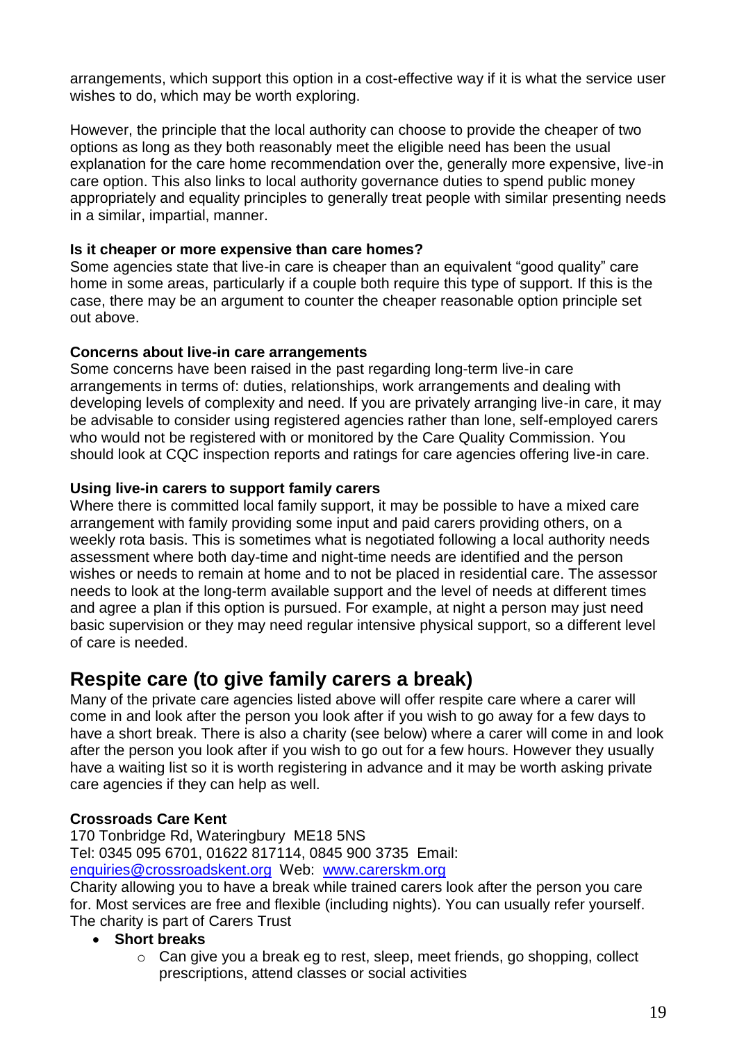arrangements, which support this option in a cost-effective way if it is what the service user wishes to do, which may be worth exploring.

However, the principle that the local authority can choose to provide the cheaper of two options as long as they both reasonably meet the eligible need has been the usual explanation for the care home recommendation over the, generally more expensive, live-in care option. This also links to local authority governance duties to spend public money appropriately and equality principles to generally treat people with similar presenting needs in a similar, impartial, manner.

**Is it cheaper or more expensive than care homes?**
Some agencies state that live-in care is cheaper than an equivalent "good quality" care home in some areas, particularly if a couple both require this type of support. If this is the case, there may be an argument to counter the cheaper reasonable option principle set out above.

**Concerns about live-in care arrangements**
Some concerns have been raised in the past regarding long-term live-in care arrangements in terms of: duties, relationships, work arrangements and dealing with developing levels of complexity and need. If you are privately arranging live-in care, it may be advisable to consider using registered agencies rather than lone, self-employed carers who would not be registered with or monitored by the Care Quality Commission. You should look at CQC inspection reports and ratings for care agencies offering live-in care.

**Using live-in carers to support family carers**
Where there is committed local family support, it may be possible to have a mixed care arrangement with family providing some input and paid carers providing others, on a weekly rota basis. This is sometimes what is negotiated following a local authority needs assessment where both day-time and night-time needs are identified and the person wishes or needs to remain at home and to not be placed in residential care. The assessor needs to look at the long-term available support and the level of needs at different times and agree a plan if this option is pursued. For example, at night a person may just need basic supervision or they may need regular intensive physical support, so a different level of care is needed.

## Respite care (to give family carers a break)

Many of the private care agencies listed above will offer respite care where a carer will come in and look after the person you look after if you wish to go away for a few days to have a short break. There is also a charity (see below) where a carer will come in and look after the person you look after if you wish to go out for a few hours. However they usually have a waiting list so it is worth registering in advance and it may be worth asking private care agencies if they can help as well.

**Crossroads Care Kent**
170 Tonbridge Rd, Wateringbury ME18 5NS
Tel: 0345 095 6701, 01622 817114, 0845 900 3735 Email: enquiries@crossroadskent.org Web: www.carerskm.org
Charity allowing you to have a break while trained carers look after the person you care for. Most services are free and flexible (including nights). You can usually refer yourself. The charity is part of Carers Trust

- **Short breaks**
  - Can give you a break eg to rest, sleep, meet friends, go shopping, collect prescriptions, attend classes or social activities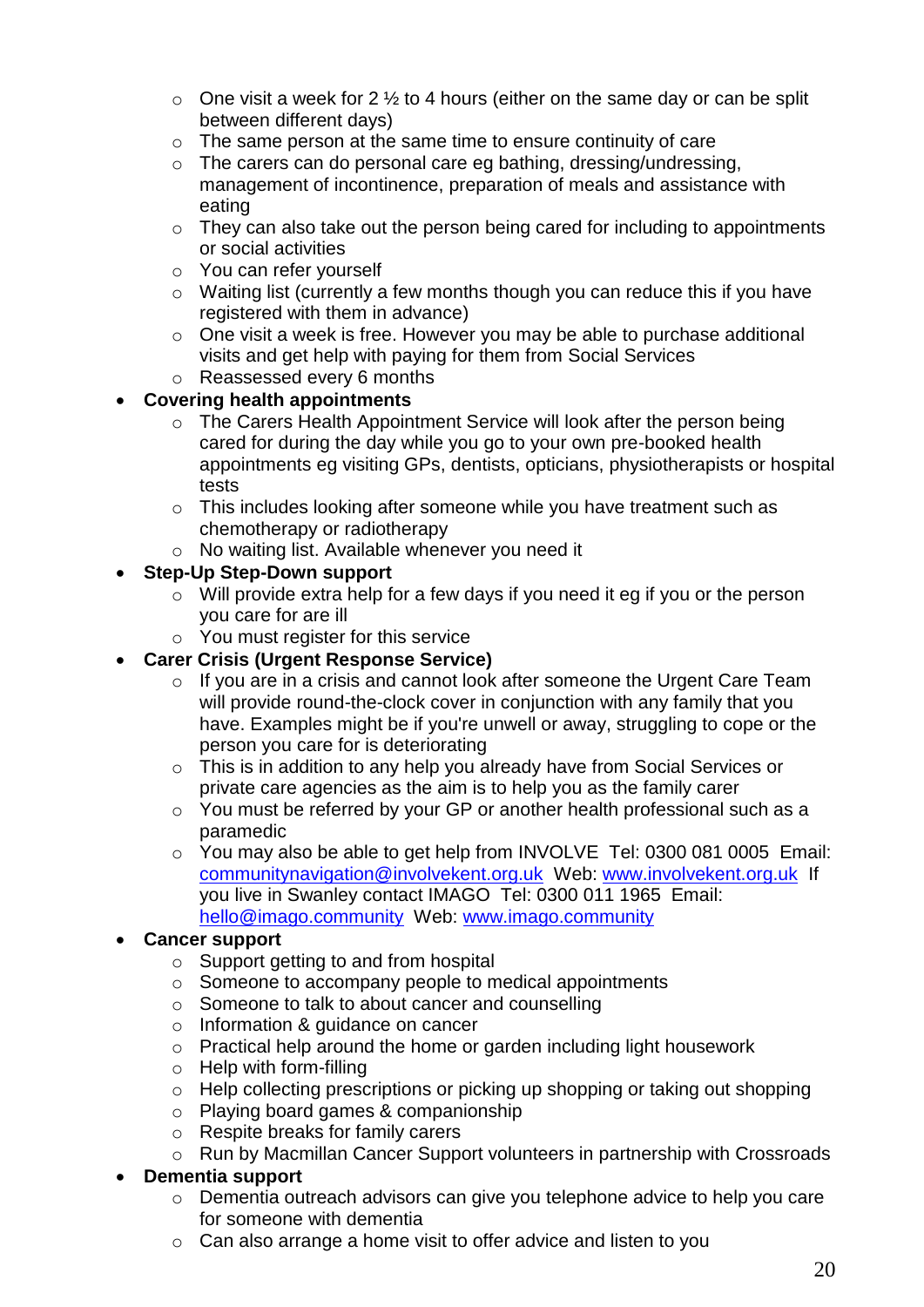- One visit a week for 2 ½ to 4 hours (either on the same day or can be split between different days)
  - The same person at the same time to ensure continuity of care
  - The carers can do personal care eg bathing, dressing/undressing, management of incontinence, preparation of meals and assistance with eating
  - They can also take out the person being cared for including to appointments or social activities
  - You can refer yourself
  - Waiting list (currently a few months though you can reduce this if you have registered with them in advance)
  - One visit a week is free. However you may be able to purchase additional visits and get help with paying for them from Social Services
  - Reassessed every 6 months
- **Covering health appointments**
  - The Carers Health Appointment Service will look after the person being cared for during the day while you go to your own pre-booked health appointments eg visiting GPs, dentists, opticians, physiotherapists or hospital tests
  - This includes looking after someone while you have treatment such as chemotherapy or radiotherapy
  - No waiting list. Available whenever you need it
- **Step-Up Step-Down support**
  - Will provide extra help for a few days if you need it eg if you or the person you care for are ill
  - You must register for this service
- **Carer Crisis (Urgent Response Service)**
  - If you are in a crisis and cannot look after someone the Urgent Care Team will provide round-the-clock cover in conjunction with any family that you have. Examples might be if you're unwell or away, struggling to cope or the person you care for is deteriorating
  - This is in addition to any help you already have from Social Services or private care agencies as the aim is to help you as the family carer
  - You must be referred by your GP or another health professional such as a paramedic
  - You may also be able to get help from INVOLVE Tel: 0300 081 0005 Email: communitynavigation@involvekent.org.uk Web: www.involvekent.org.uk If you live in Swanley contact IMAGO Tel: 0300 011 1965 Email: hello@imago.community Web: www.imago.community
- **Cancer support**
  - Support getting to and from hospital
  - Someone to accompany people to medical appointments
  - Someone to talk to about cancer and counselling
  - Information & guidance on cancer
  - Practical help around the home or garden including light housework
  - Help with form-filling
  - Help collecting prescriptions or picking up shopping or taking out shopping
  - Playing board games & companionship
  - Respite breaks for family carers
  - Run by Macmillan Cancer Support volunteers in partnership with Crossroads
- **Dementia support**
  - Dementia outreach advisors can give you telephone advice to help you care for someone with dementia
  - Can also arrange a home visit to offer advice and listen to you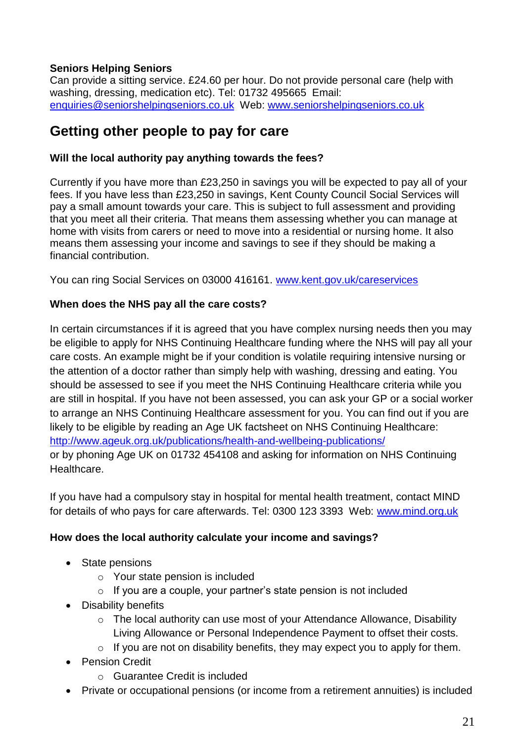**Seniors Helping Seniors**
Can provide a sitting service. £24.60 per hour. Do not provide personal care (help with washing, dressing, medication etc). Tel: 01732 495665 Email: enquiries@seniorshelpingseniors.co.uk Web: www.seniorshelpingseniors.co.uk

## Getting other people to pay for care

**Will the local authority pay anything towards the fees?**

Currently if you have more than £23,250 in savings you will be expected to pay all of your fees. If you have less than £23,250 in savings, Kent County Council Social Services will pay a small amount towards your care. This is subject to full assessment and providing that you meet all their criteria. That means them assessing whether you can manage at home with visits from carers or need to move into a residential or nursing home. It also means them assessing your income and savings to see if they should be making a financial contribution.

You can ring Social Services on 03000 416161. www.kent.gov.uk/careservices

**When does the NHS pay all the care costs?**

In certain circumstances if it is agreed that you have complex nursing needs then you may be eligible to apply for NHS Continuing Healthcare funding where the NHS will pay all your care costs. An example might be if your condition is volatile requiring intensive nursing or the attention of a doctor rather than simply help with washing, dressing and eating. You should be assessed to see if you meet the NHS Continuing Healthcare criteria while you are still in hospital. If you have not been assessed, you can ask your GP or a social worker to arrange an NHS Continuing Healthcare assessment for you. You can find out if you are likely to be eligible by reading an Age UK factsheet on NHS Continuing Healthcare: http://www.ageuk.org.uk/publications/health-and-wellbeing-publications/
or by phoning Age UK on 01732 454108 and asking for information on NHS Continuing Healthcare.

If you have had a compulsory stay in hospital for mental health treatment, contact MIND for details of who pays for care afterwards. Tel: 0300 123 3393 Web: www.mind.org.uk

**How does the local authority calculate your income and savings?**

- State pensions
    - Your state pension is included
    - If you are a couple, your partner's state pension is not included
- Disability benefits
    - The local authority can use most of your Attendance Allowance, Disability Living Allowance or Personal Independence Payment to offset their costs.
    - If you are not on disability benefits, they may expect you to apply for them.
- Pension Credit
    - Guarantee Credit is included
- Private or occupational pensions (or income from a retirement annuities) is included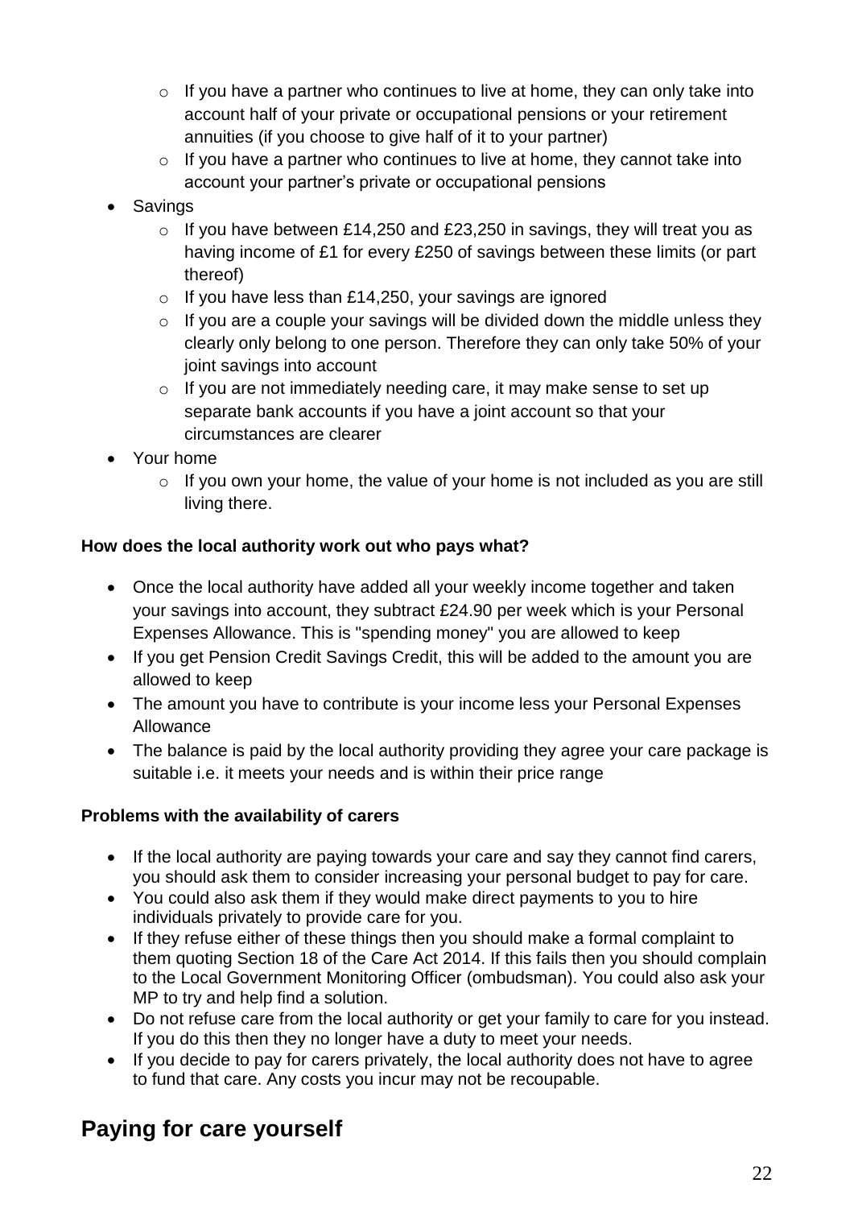- If you have a partner who continues to live at home, they can only take into account half of your private or occupational pensions or your retirement annuities (if you choose to give half of it to your partner)
    - If you have a partner who continues to live at home, they cannot take into account your partner's private or occupational pensions
- Savings
    - If you have between £14,250 and £23,250 in savings, they will treat you as having income of £1 for every £250 of savings between these limits (or part thereof)
    - If you have less than £14,250, your savings are ignored
    - If you are a couple your savings will be divided down the middle unless they clearly only belong to one person. Therefore they can only take 50% of your joint savings into account
    - If you are not immediately needing care, it may make sense to set up separate bank accounts if you have a joint account so that your circumstances are clearer
- Your home
    - If you own your home, the value of your home is not included as you are still living there.

**How does the local authority work out who pays what?**

- Once the local authority have added all your weekly income together and taken your savings into account, they subtract £24.90 per week which is your Personal Expenses Allowance. This is "spending money" you are allowed to keep
- If you get Pension Credit Savings Credit, this will be added to the amount you are allowed to keep
- The amount you have to contribute is your income less your Personal Expenses Allowance
- The balance is paid by the local authority providing they agree your care package is suitable i.e. it meets your needs and is within their price range

**Problems with the availability of carers**

- If the local authority are paying towards your care and say they cannot find carers, you should ask them to consider increasing your personal budget to pay for care.
- You could also ask them if they would make direct payments to you to hire individuals privately to provide care for you.
- If they refuse either of these things then you should make a formal complaint to them quoting Section 18 of the Care Act 2014. If this fails then you should complain to the Local Government Monitoring Officer (ombudsman). You could also ask your MP to try and help find a solution.
- Do not refuse care from the local authority or get your family to care for you instead. If you do this then they no longer have a duty to meet your needs.
- If you decide to pay for carers privately, the local authority does not have to agree to fund that care. Any costs you incur may not be recoupable.

## Paying for care yourself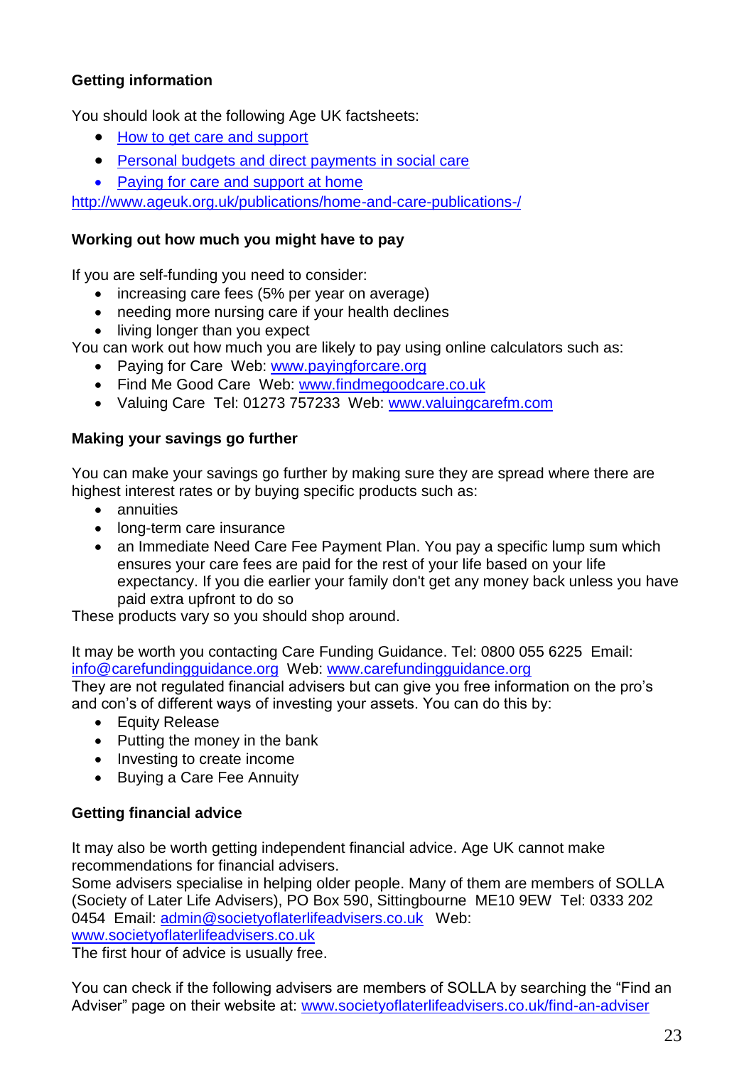**Getting information**

You should look at the following Age UK factsheets:

- How to get care and support
- Personal budgets and direct payments in social care
- Paying for care and support at home

http://www.ageuk.org.uk/publications/home-and-care-publications-/

**Working out how much you might have to pay**

If you are self-funding you need to consider:

- increasing care fees (5% per year on average)
- needing more nursing care if your health declines
- living longer than you expect

You can work out how much you are likely to pay using online calculators such as:

- Paying for Care  Web: www.payingforcare.org
- Find Me Good Care  Web: www.findmegoodcare.co.uk
- Valuing Care  Tel: 01273 757233  Web: www.valuingcarefm.com

**Making your savings go further**

You can make your savings go further by making sure they are spread where there are highest interest rates or by buying specific products such as:

- annuities
- long-term care insurance
- an Immediate Need Care Fee Payment Plan. You pay a specific lump sum which ensures your care fees are paid for the rest of your life based on your life expectancy. If you die earlier your family don't get any money back unless you have paid extra upfront to do so

These products vary so you should shop around.

It may be worth you contacting Care Funding Guidance. Tel: 0800 055 6225  Email: info@carefundingguidance.org  Web: www.carefundingguidance.org
They are not regulated financial advisers but can give you free information on the pro's and con's of different ways of investing your assets. You can do this by:

- Equity Release
- Putting the money in the bank
- Investing to create income
- Buying a Care Fee Annuity

**Getting financial advice**

It may also be worth getting independent financial advice. Age UK cannot make recommendations for financial advisers.
Some advisers specialise in helping older people. Many of them are members of SOLLA (Society of Later Life Advisers), PO Box 590, Sittingbourne  ME10 9EW  Tel: 0333 202 0454  Email: admin@societyoflaterlifeadvisers.co.uk  Web: www.societyoflaterlifeadvisers.co.uk
The first hour of advice is usually free.

You can check if the following advisers are members of SOLLA by searching the "Find an Adviser" page on their website at: www.societyoflaterlifeadvisers.co.uk/find-an-adviser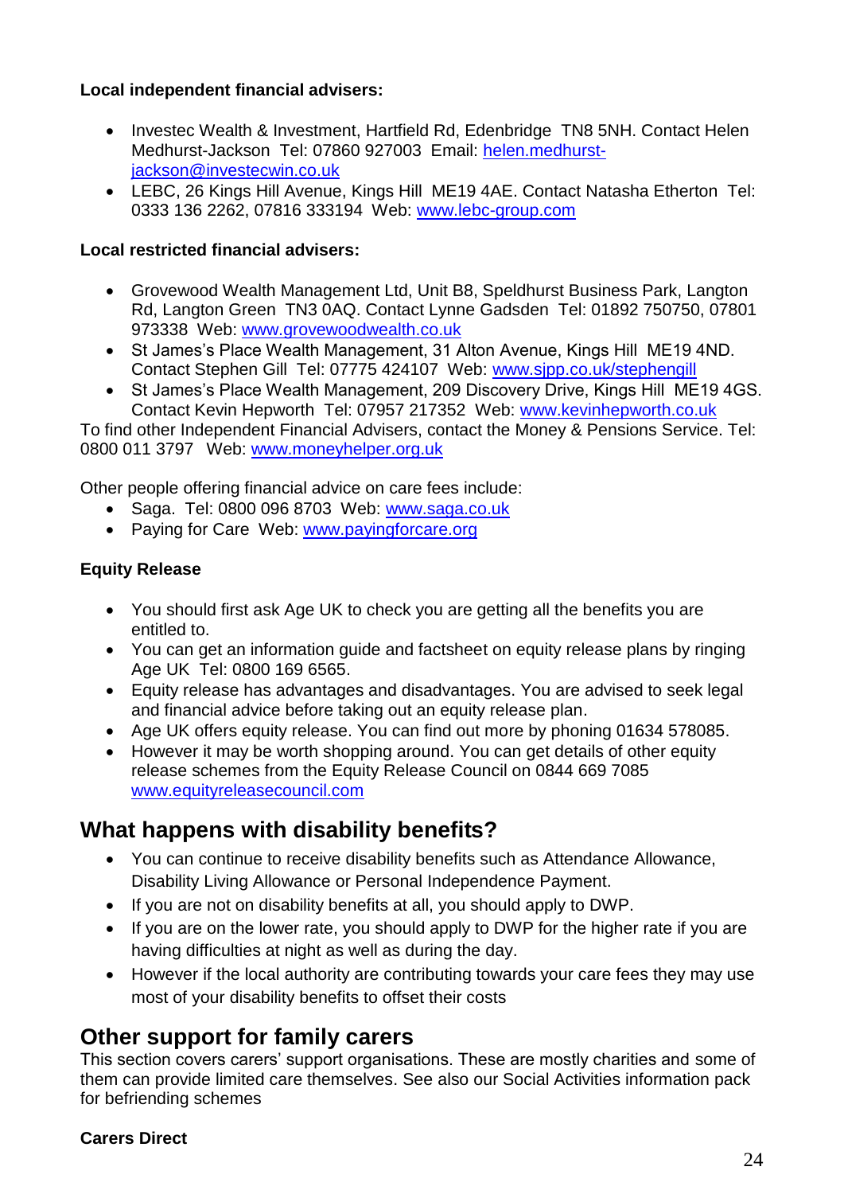**Local independent financial advisers:**

- Investec Wealth & Investment, Hartfield Rd, Edenbridge TN8 5NH. Contact Helen Medhurst-Jackson Tel: 07860 927003 Email: helen.medhurst-jackson@investecwin.co.uk
- LEBC, 26 Kings Hill Avenue, Kings Hill ME19 4AE. Contact Natasha Etherton Tel: 0333 136 2262, 07816 333194 Web: www.lebc-group.com

**Local restricted financial advisers:**

- Grovewood Wealth Management Ltd, Unit B8, Speldhurst Business Park, Langton Rd, Langton Green TN3 0AQ. Contact Lynne Gadsden Tel: 01892 750750, 07801 973338 Web: www.grovewoodwealth.co.uk
- St James's Place Wealth Management, 31 Alton Avenue, Kings Hill ME19 4ND. Contact Stephen Gill Tel: 07775 424107 Web: www.sjpp.co.uk/stephengill
- St James's Place Wealth Management, 209 Discovery Drive, Kings Hill ME19 4GS. Contact Kevin Hepworth Tel: 07957 217352 Web: www.kevinhepworth.co.uk

To find other Independent Financial Advisers, contact the Money & Pensions Service. Tel: 0800 011 3797 Web: www.moneyhelper.org.uk

Other people offering financial advice on care fees include:

- Saga. Tel: 0800 096 8703 Web: www.saga.co.uk
- Paying for Care Web: www.payingforcare.org

**Equity Release**

- You should first ask Age UK to check you are getting all the benefits you are entitled to.
- You can get an information guide and factsheet on equity release plans by ringing Age UK Tel: 0800 169 6565.
- Equity release has advantages and disadvantages. You are advised to seek legal and financial advice before taking out an equity release plan.
- Age UK offers equity release. You can find out more by phoning 01634 578085.
- However it may be worth shopping around. You can get details of other equity release schemes from the Equity Release Council on 0844 669 7085 www.equityreleasecouncil.com

## What happens with disability benefits?

- You can continue to receive disability benefits such as Attendance Allowance, Disability Living Allowance or Personal Independence Payment.
- If you are not on disability benefits at all, you should apply to DWP.
- If you are on the lower rate, you should apply to DWP for the higher rate if you are having difficulties at night as well as during the day.
- However if the local authority are contributing towards your care fees they may use most of your disability benefits to offset their costs

## Other support for family carers

This section covers carers' support organisations. These are mostly charities and some of them can provide limited care themselves. See also our Social Activities information pack for befriending schemes

**Carers Direct**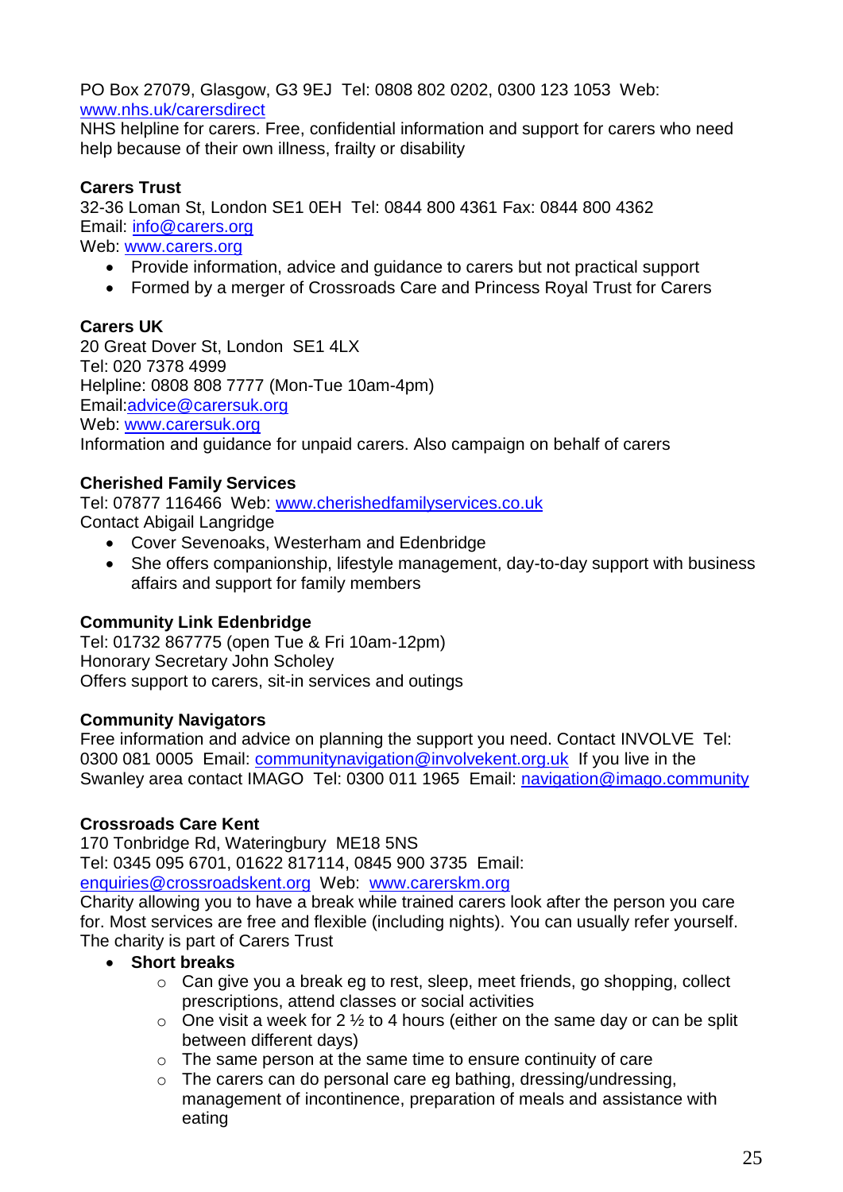PO Box 27079, Glasgow, G3 9EJ  Tel: 0808 802 0202, 0300 123 1053  Web: [www.nhs.uk/carersdirect](www.nhs.uk/carersdirect)
NHS helpline for carers. Free, confidential information and support for carers who need help because of their own illness, frailty or disability

**Carers Trust**
32-36 Loman St, London SE1 0EH  Tel: 0844 800 4361 Fax: 0844 800 4362
Email: [info@carers.org](mailto:info@carers.org)
Web: [www.carers.org](www.carers.org)

- Provide information, advice and guidance to carers but not practical support
- Formed by a merger of Crossroads Care and Princess Royal Trust for Carers

**Carers UK**
20 Great Dover St, London  SE1 4LX
Tel: 020 7378 4999
Helpline: 0808 808 7777 (Mon-Tue 10am-4pm)
Email:[advice@carersuk.org](mailto:advice@carersuk.org)
Web: [www.carersuk.org](www.carersuk.org)
Information and guidance for unpaid carers. Also campaign on behalf of carers

**Cherished Family Services**
Tel: 07877 116466  Web: [www.cherishedfamilyservices.co.uk](www.cherishedfamilyservices.co.uk)
Contact Abigail Langridge

- Cover Sevenoaks, Westerham and Edenbridge
- She offers companionship, lifestyle management, day-to-day support with business affairs and support for family members

**Community Link Edenbridge**
Tel: 01732 867775 (open Tue & Fri 10am-12pm)
Honorary Secretary John Scholey
Offers support to carers, sit-in services and outings

**Community Navigators**
Free information and advice on planning the support you need. Contact INVOLVE  Tel: 0300 081 0005  Email: [communitynavigation@involvekent.org.uk](mailto:communitynavigation@involvekent.org.uk)  If you live in the Swanley area contact IMAGO  Tel: 0300 011 1965  Email: [navigation@imago.community](mailto:navigation@imago.community)

**Crossroads Care Kent**
170 Tonbridge Rd, Wateringbury  ME18 5NS
Tel: 0345 095 6701, 01622 817114, 0845 900 3735  Email: [enquiries@crossroadskent.org](mailto:enquiries@crossroadskent.org)  Web:  [www.carerskm.org](www.carerskm.org)
Charity allowing you to have a break while trained carers look after the person you care for. Most services are free and flexible (including nights). You can usually refer yourself. The charity is part of Carers Trust

- **Short breaks**
  - Can give you a break eg to rest, sleep, meet friends, go shopping, collect prescriptions, attend classes or social activities
  - One visit a week for 2 ½ to 4 hours (either on the same day or can be split between different days)
  - The same person at the same time to ensure continuity of care
  - The carers can do personal care eg bathing, dressing/undressing, management of incontinence, preparation of meals and assistance with eating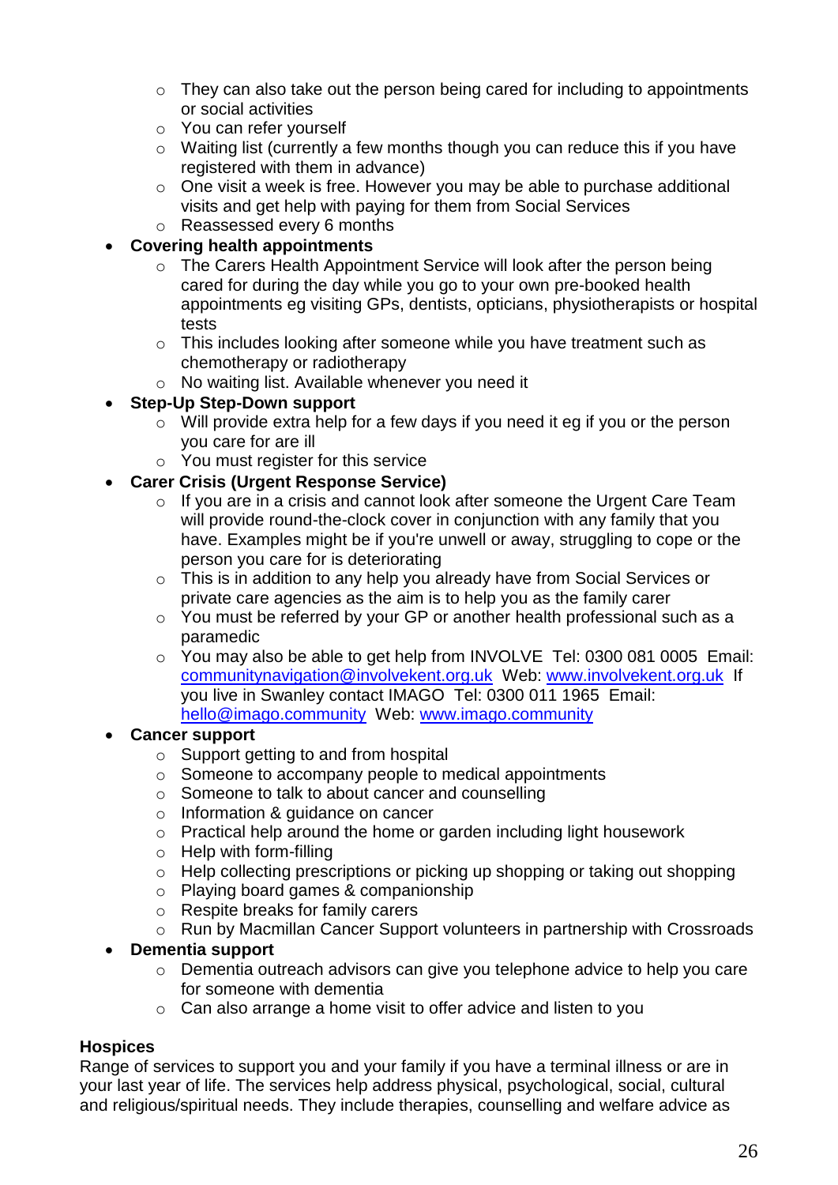- They can also take out the person being cared for including to appointments or social activities
  - You can refer yourself
  - Waiting list (currently a few months though you can reduce this if you have registered with them in advance)
  - One visit a week is free. However you may be able to purchase additional visits and get help with paying for them from Social Services
  - Reassessed every 6 months
- **Covering health appointments**
  - The Carers Health Appointment Service will look after the person being cared for during the day while you go to your own pre-booked health appointments eg visiting GPs, dentists, opticians, physiotherapists or hospital tests
  - This includes looking after someone while you have treatment such as chemotherapy or radiotherapy
  - No waiting list. Available whenever you need it
- **Step-Up Step-Down support**
  - Will provide extra help for a few days if you need it eg if you or the person you care for are ill
  - You must register for this service
- **Carer Crisis (Urgent Response Service)**
  - If you are in a crisis and cannot look after someone the Urgent Care Team will provide round-the-clock cover in conjunction with any family that you have. Examples might be if you're unwell or away, struggling to cope or the person you care for is deteriorating
  - This is in addition to any help you already have from Social Services or private care agencies as the aim is to help you as the family carer
  - You must be referred by your GP or another health professional such as a paramedic
  - You may also be able to get help from INVOLVE Tel: 0300 081 0005 Email: communitynavigation@involvekent.org.uk Web: www.involvekent.org.uk If you live in Swanley contact IMAGO Tel: 0300 011 1965 Email: hello@imago.community Web: www.imago.community
- **Cancer support**
  - Support getting to and from hospital
  - Someone to accompany people to medical appointments
  - Someone to talk to about cancer and counselling
  - Information & guidance on cancer
  - Practical help around the home or garden including light housework
  - Help with form-filling
  - Help collecting prescriptions or picking up shopping or taking out shopping
  - Playing board games & companionship
  - Respite breaks for family carers
  - Run by Macmillan Cancer Support volunteers in partnership with Crossroads
- **Dementia support**
  - Dementia outreach advisors can give you telephone advice to help you care for someone with dementia
  - Can also arrange a home visit to offer advice and listen to you

**Hospices**

Range of services to support you and your family if you have a terminal illness or are in your last year of life. The services help address physical, psychological, social, cultural and religious/spiritual needs. They include therapies, counselling and welfare advice as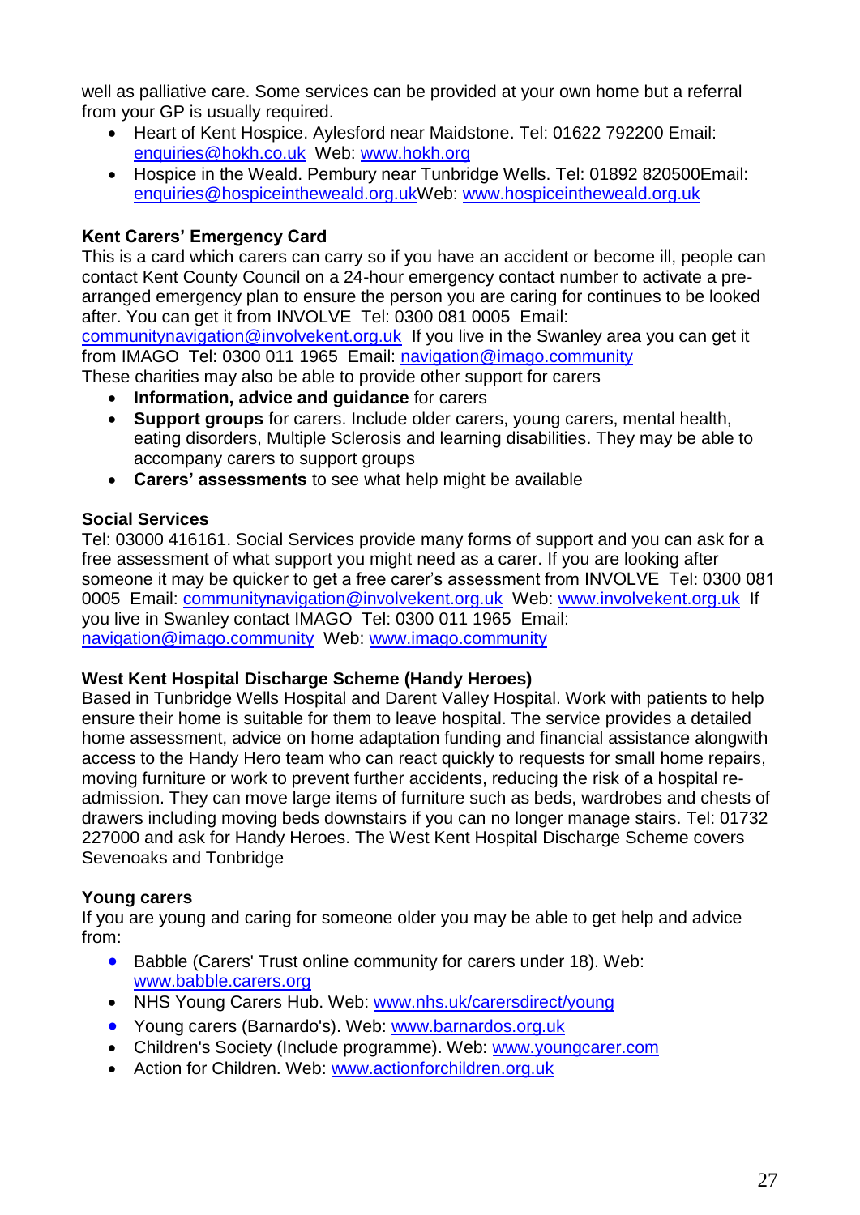well as palliative care. Some services can be provided at your own home but a referral from your GP is usually required.

- Heart of Kent Hospice. Aylesford near Maidstone. Tel: 01622 792200 Email: enquiries@hokh.co.uk Web: www.hokh.org
- Hospice in the Weald. Pembury near Tunbridge Wells. Tel: 01892 820500Email: enquiries@hospiceintheweald.org.ukWeb: www.hospiceintheweald.org.uk

**Kent Carers' Emergency Card**

This is a card which carers can carry so if you have an accident or become ill, people can contact Kent County Council on a 24-hour emergency contact number to activate a pre-arranged emergency plan to ensure the person you are caring for continues to be looked after. You can get it from INVOLVE Tel: 0300 081 0005 Email: communitynavigation@involvekent.org.uk If you live in the Swanley area you can get it from IMAGO Tel: 0300 011 1965 Email: navigation@imago.community

These charities may also be able to provide other support for carers

- **Information, advice and guidance** for carers
- **Support groups** for carers. Include older carers, young carers, mental health, eating disorders, Multiple Sclerosis and learning disabilities. They may be able to accompany carers to support groups
- **Carers' assessments** to see what help might be available

**Social Services**

Tel: 03000 416161. Social Services provide many forms of support and you can ask for a free assessment of what support you might need as a carer. If you are looking after someone it may be quicker to get a free carer's assessment from INVOLVE Tel: 0300 081 0005 Email: communitynavigation@involvekent.org.uk Web: www.involvekent.org.uk If you live in Swanley contact IMAGO Tel: 0300 011 1965 Email: navigation@imago.community Web: www.imago.community

**West Kent Hospital Discharge Scheme (Handy Heroes)**

Based in Tunbridge Wells Hospital and Darent Valley Hospital. Work with patients to help ensure their home is suitable for them to leave hospital. The service provides a detailed home assessment, advice on home adaptation funding and financial assistance alongwith access to the Handy Hero team who can react quickly to requests for small home repairs, moving furniture or work to prevent further accidents, reducing the risk of a hospital re-admission. They can move large items of furniture such as beds, wardrobes and chests of drawers including moving beds downstairs if you can no longer manage stairs. Tel: 01732 227000 and ask for Handy Heroes. The West Kent Hospital Discharge Scheme covers Sevenoaks and Tonbridge

**Young carers**

If you are young and caring for someone older you may be able to get help and advice from:

- Babble (Carers' Trust online community for carers under 18). Web: www.babble.carers.org
- NHS Young Carers Hub. Web: www.nhs.uk/carersdirect/young
- Young carers (Barnardo's). Web: www.barnardos.org.uk
- Children's Society (Include programme). Web: www.youngcarer.com
- Action for Children. Web: www.actionforchildren.org.uk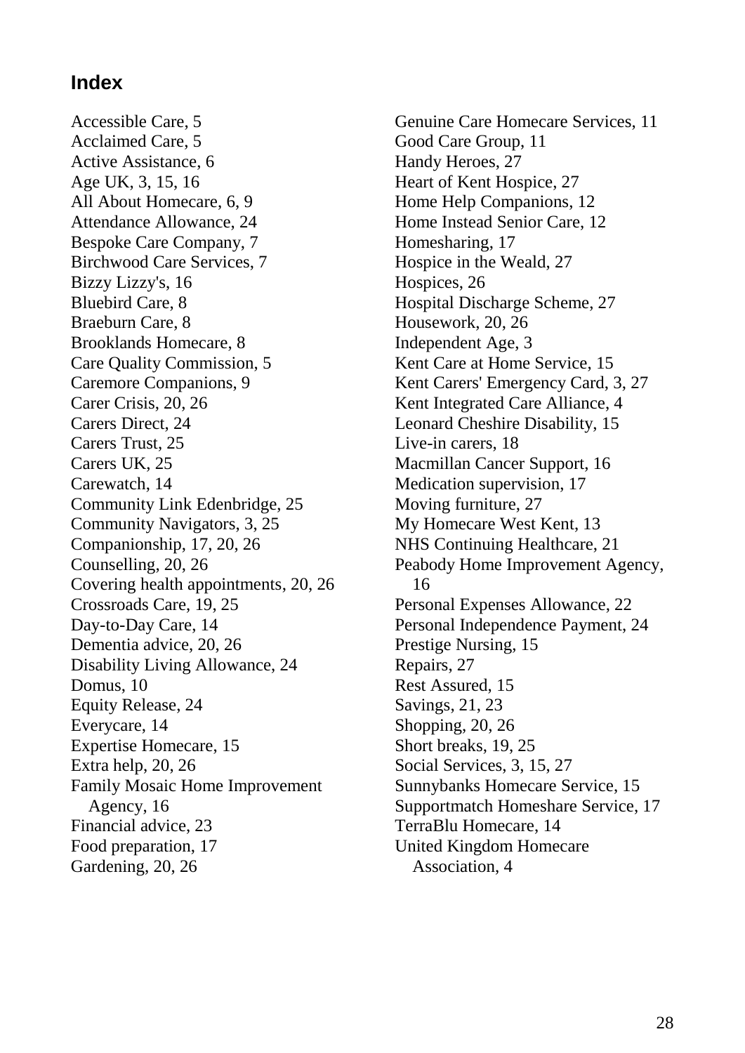## Index

Accessible Care, 5
Acclaimed Care, 5
Active Assistance, 6
Age UK, 3, 15, 16
All About Homecare, 6, 9
Attendance Allowance, 24
Bespoke Care Company, 7
Birchwood Care Services, 7
Bizzy Lizzy's, 16
Bluebird Care, 8
Braeburn Care, 8
Brooklands Homecare, 8
Care Quality Commission, 5
Caremore Companions, 9
Carer Crisis, 20, 26
Carers Direct, 24
Carers Trust, 25
Carers UK, 25
Carewatch, 14
Community Link Edenbridge, 25
Community Navigators, 3, 25
Companionship, 17, 20, 26
Counselling, 20, 26
Covering health appointments, 20, 26
Crossroads Care, 19, 25
Day-to-Day Care, 14
Dementia advice, 20, 26
Disability Living Allowance, 24
Domus, 10
Equity Release, 24
Everycare, 14
Expertise Homecare, 15
Extra help, 20, 26
Family Mosaic Home Improvement Agency, 16
Financial advice, 23
Food preparation, 17
Gardening, 20, 26
Genuine Care Homecare Services, 11
Good Care Group, 11
Handy Heroes, 27
Heart of Kent Hospice, 27
Home Help Companions, 12
Home Instead Senior Care, 12
Homesharing, 17
Hospice in the Weald, 27
Hospices, 26
Hospital Discharge Scheme, 27
Housework, 20, 26
Independent Age, 3
Kent Care at Home Service, 15
Kent Carers' Emergency Card, 3, 27
Kent Integrated Care Alliance, 4
Leonard Cheshire Disability, 15
Live-in carers, 18
Macmillan Cancer Support, 16
Medication supervision, 17
Moving furniture, 27
My Homecare West Kent, 13
NHS Continuing Healthcare, 21
Peabody Home Improvement Agency, 16
Personal Expenses Allowance, 22
Personal Independence Payment, 24
Prestige Nursing, 15
Repairs, 27
Rest Assured, 15
Savings, 21, 23
Shopping, 20, 26
Short breaks, 19, 25
Social Services, 3, 15, 27
Sunnybanks Homecare Service, 15
Supportmatch Homeshare Service, 17
TerraBlu Homecare, 14
United Kingdom Homecare Association, 4